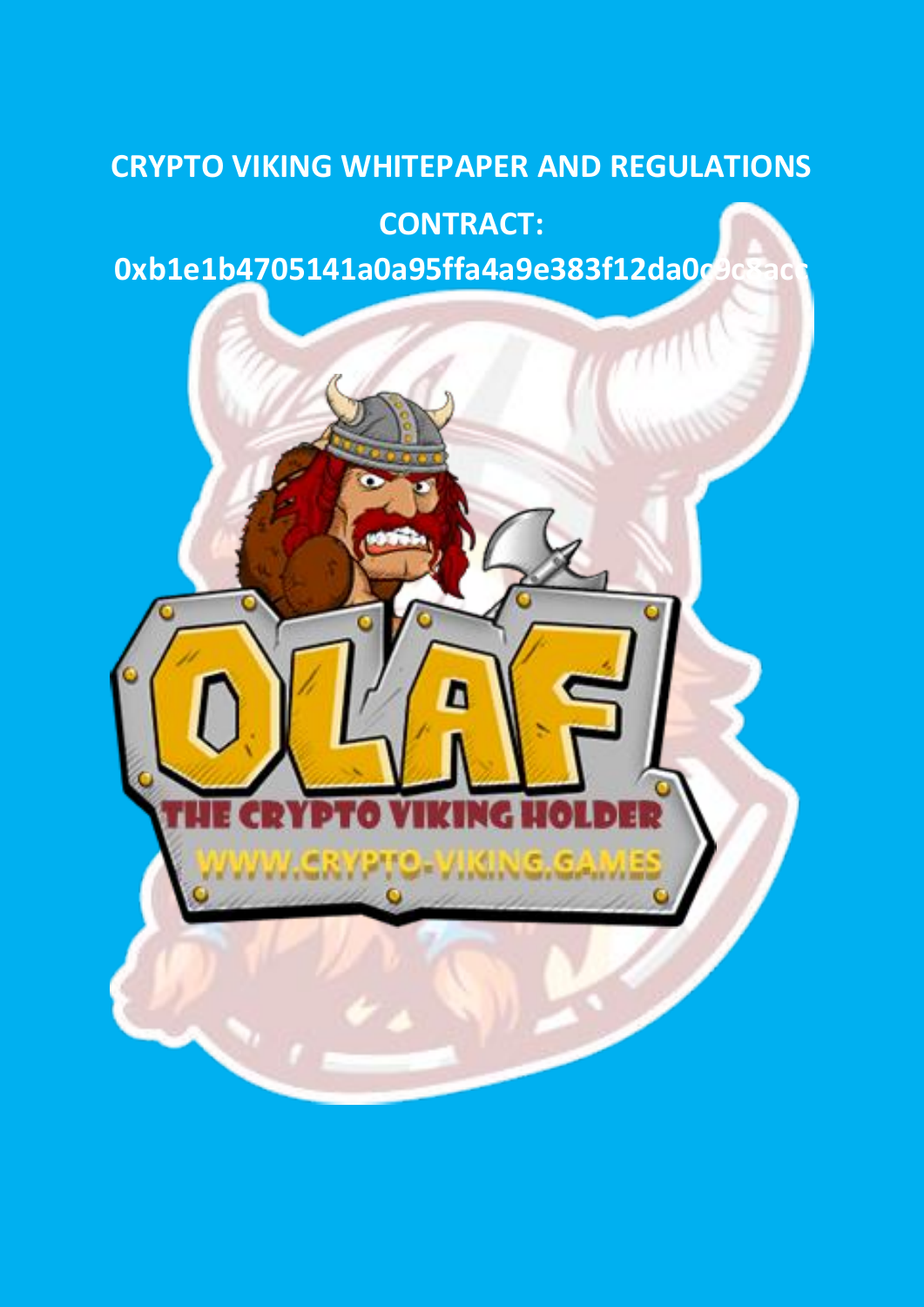# CRYPTO VIKING WHITEPAPER AND REGULATIONS

## CONTRACT:

## 0xb1e1b4705141a0a95ffa4a9e383f12da0c9c8acc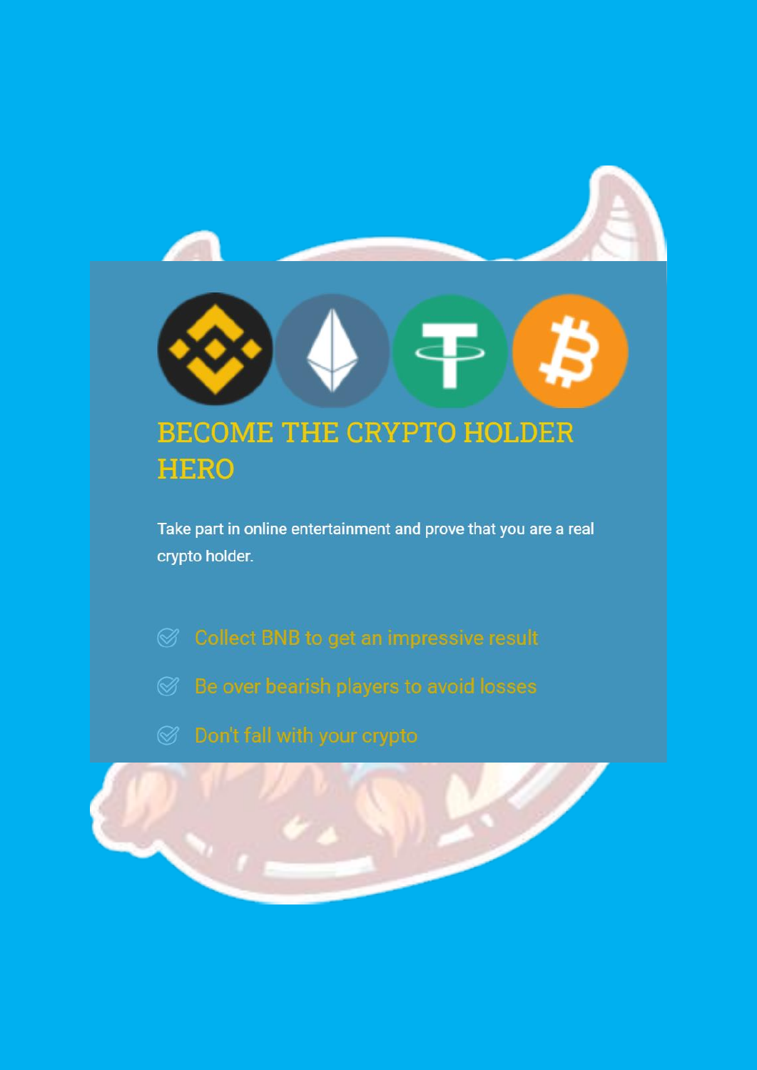# BECOME THE CRYPTO HOLDER HERO

Take part in online entertainment and prove that you are a real crypto holder.

- Collect BNB to get an impressive result
- Be over bearish players to avoid losses
- Don't fall with your crypto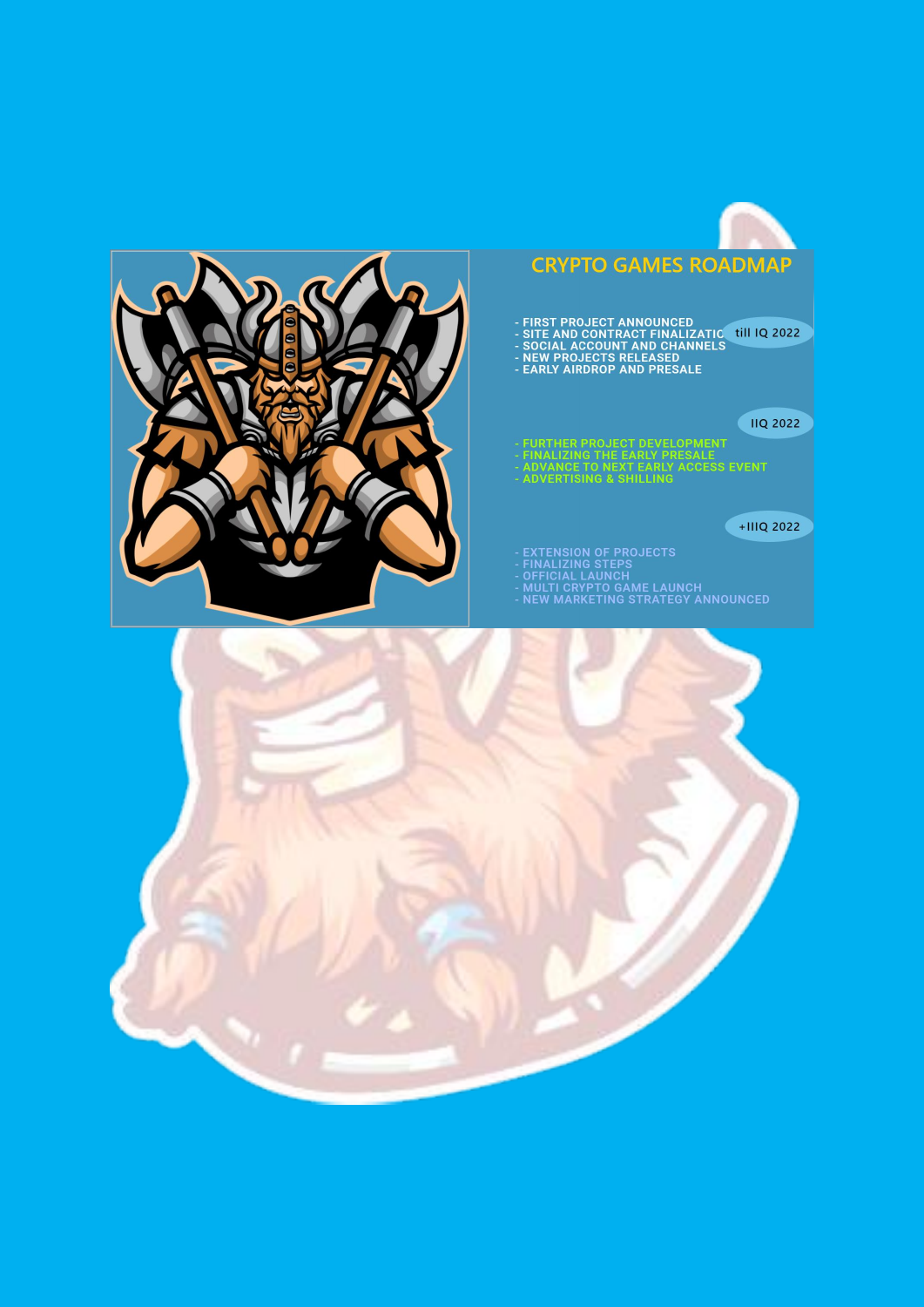# CRYPTO GAMES ROADMAP

**till IQ 2022**

- FIRST PROJECT ANNOUNCED
- SITE AND CONTRACT FINALIZATIC
- SOCIAL ACCOUNT AND CHANNELS
- NEW PROJECTS RELEASED
- EARLY AIRDROP AND PRESALE

**IIQ 2022**

- FURTHER PROJECT DEVELOPMENT
- FINALIZING THE EARLY PRESALE
- ADVANCE TO NEXT EARLY ACCESS EVENT
- ADVERTISING & SHILLING

**+IIIQ 2022**

- EXTENSION OF PROJECTS
- FINALIZING STEPS
- OFFICIAL LAUNCH
- MULTI CRYPTO GAME LAUNCH
- NEW MARKETING STRATEGY ANNOUNCED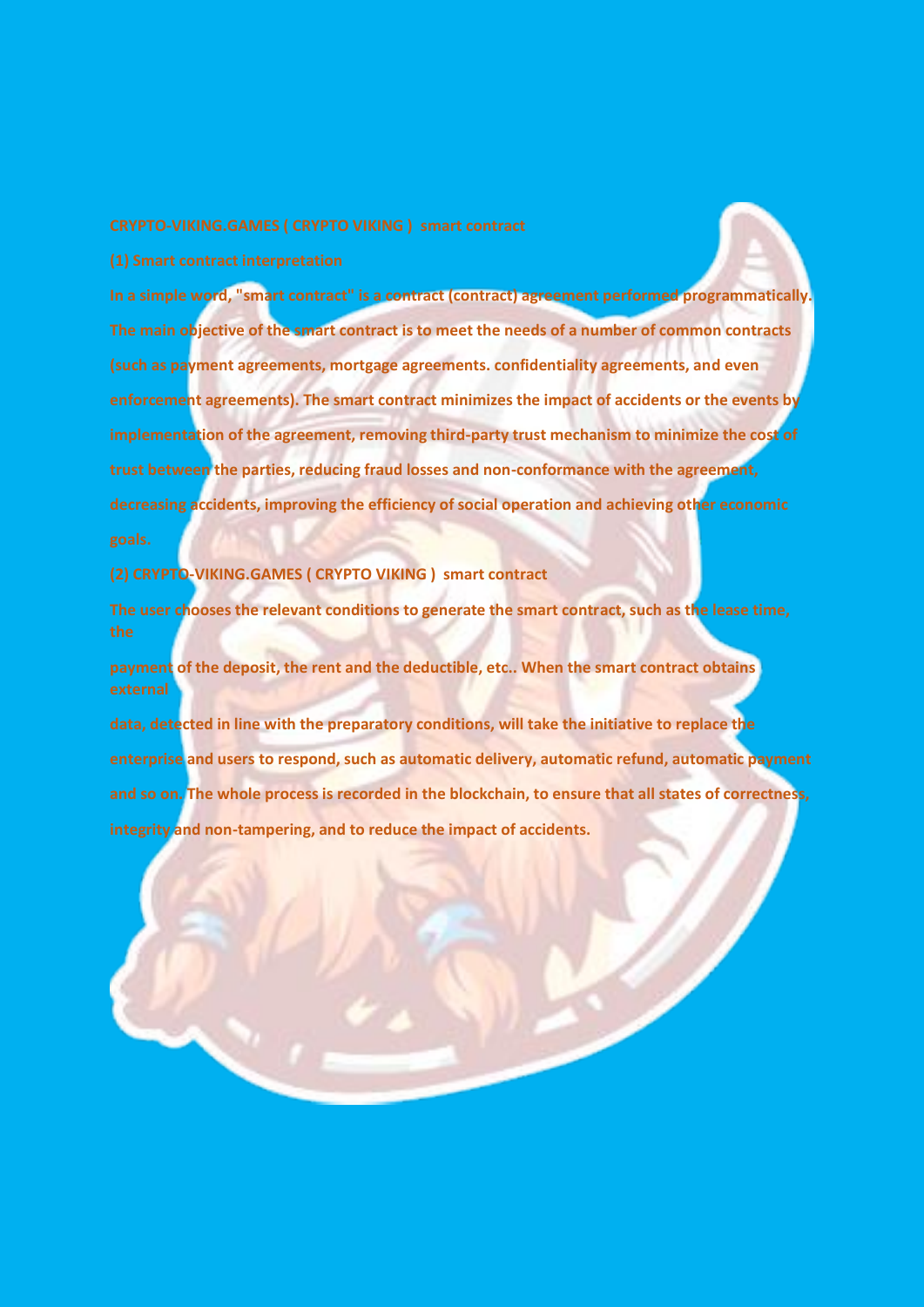## CRYPTO-VIKING.GAMES ( CRYPTO VIKING ) smart contract

### (1) Smart contract interpretation

**In a simple word, "smart contract" is a contract (contract) agreement performed programmatically. The main objective of the smart contract is to meet the needs of a number of common contracts (such as payment agreements, mortgage agreements. confidentiality agreements, and even enforcement agreements). The smart contract minimizes the impact of accidents or the events by implementation of the agreement, removing third-party trust mechanism to minimize the cost of trust between the parties, reducing fraud losses and non-conformance with the agreement, decreasing accidents, improving the efficiency of social operation and achieving other economic goals.**

### (2) CRYPTO-VIKING.GAMES ( CRYPTO VIKING ) smart contract

**The user chooses the relevant conditions to generate the smart contract, such as the lease time, the**

**payment of the deposit, the rent and the deductible, etc.. When the smart contract obtains external**

**data, detected in line with the preparatory conditions, will take the initiative to replace the enterprise and users to respond, such as automatic delivery, automatic refund, automatic payment and so on. The whole process is recorded in the blockchain, to ensure that all states of correctness, integrity and non-tampering, and to reduce the impact of accidents.**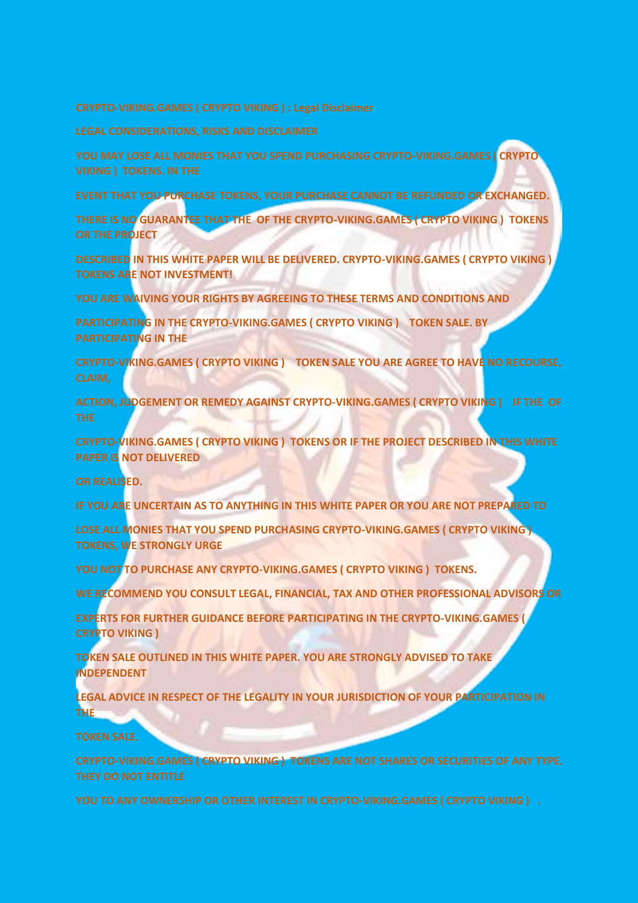# CRYPTO-VIKING.GAMES ( CRYPTO VIKING ) : Legal Disclaimer

## LEGAL CONSIDERATIONS, RISKS AND DISCLAIMER

YOU MAY LOSE ALL MONIES THAT YOU SPEND PURCHASING CRYPTO-VIKING.GAMES ( CRYPTO VIKING ) TOKENS. IN THE

EVENT THAT YOU PURCHASE TOKENS, YOUR PURCHASE CANNOT BE REFUNDED OR EXCHANGED.

THERE IS NO GUARANTEE THAT THE OF THE CRYPTO-VIKING.GAMES ( CRYPTO VIKING ) TOKENS OR THE PROJECT

DESCRIBED IN THIS WHITE PAPER WILL BE DELIVERED. CRYPTO-VIKING.GAMES ( CRYPTO VIKING ) TOKENS ARE NOT INVESTMENT!

YOU ARE WAIVING YOUR RIGHTS BY AGREEING TO THESE TERMS AND CONDITIONS AND

PARTICIPATING IN THE CRYPTO-VIKING.GAMES ( CRYPTO VIKING ) TOKEN SALE. BY PARTICIPATING IN THE

CRYPTO-VIKING.GAMES ( CRYPTO VIKING ) TOKEN SALE YOU ARE AGREE TO HAVE NO RECOURSE, CLAIM,

ACTION, JUDGEMENT OR REMEDY AGAINST CRYPTO-VIKING.GAMES ( CRYPTO VIKING ) IF THE OF THE

CRYPTO-VIKING.GAMES ( CRYPTO VIKING ) TOKENS OR IF THE PROJECT DESCRIBED IN THIS WHITE PAPER IS NOT DELIVERED

OR REALISED.

IF YOU ARE UNCERTAIN AS TO ANYTHING IN THIS WHITE PAPER OR YOU ARE NOT PREPARED TO

LOSE ALL MONIES THAT YOU SPEND PURCHASING CRYPTO-VIKING.GAMES ( CRYPTO VIKING ) TOKENS, WE STRONGLY URGE

YOU NOT TO PURCHASE ANY CRYPTO-VIKING.GAMES ( CRYPTO VIKING ) TOKENS.

WE RECOMMEND YOU CONSULT LEGAL, FINANCIAL, TAX AND OTHER PROFESSIONAL ADVISORS OR

EXPERTS FOR FURTHER GUIDANCE BEFORE PARTICIPATING IN THE CRYPTO-VIKING.GAMES ( CRYPTO VIKING )

TOKEN SALE OUTLINED IN THIS WHITE PAPER. YOU ARE STRONGLY ADVISED TO TAKE INDEPENDENT

LEGAL ADVICE IN RESPECT OF THE LEGALITY IN YOUR JURISDICTION OF YOUR PARTICIPATION IN THE

TOKEN SALE.

CRYPTO-VIKING.GAMES ( CRYPTO VIKING ) TOKENS ARE NOT SHARES OR SECURITIES OF ANY TYPE. THEY DO NOT ENTITLE

YOU TO ANY OWNERSHIP OR OTHER INTEREST IN CRYPTO-VIKING.GAMES ( CRYPTO VIKING ) .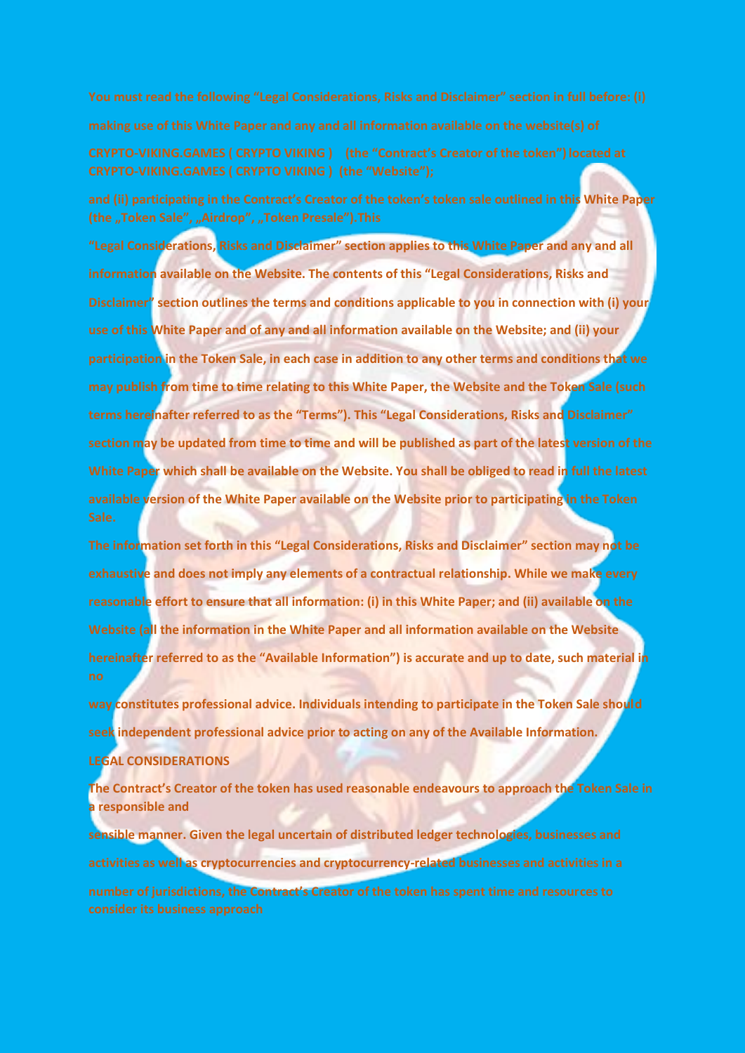**You must read the following "Legal Considerations, Risks and Disclaimer" section in full before: (i) making use of this White Paper and any and all information available on the website(s) of CRYPTO-VIKING.GAMES ( CRYPTO VIKING ) (the "Contract's Creator of the token") located at CRYPTO-VIKING.GAMES ( CRYPTO VIKING ) (the "Website");**

**and (ii) participating in the Contract's Creator of the token's token sale outlined in this White Paper (the „Token Sale", „Airdrop", „Token Presale").This**

**"Legal Considerations, Risks and Disclaimer" section applies to this White Paper and any and all information available on the Website. The contents of this "Legal Considerations, Risks and Disclaimer" section outlines the terms and conditions applicable to you in connection with (i) your use of this White Paper and of any and all information available on the Website; and (ii) your participation in the Token Sale, in each case in addition to any other terms and conditions that we may publish from time to time relating to this White Paper, the Website and the Token Sale (such terms hereinafter referred to as the "Terms"). This "Legal Considerations, Risks and Disclaimer" section may be updated from time to time and will be published as part of the latest version of the White Paper which shall be available on the Website. You shall be obliged to read in full the latest available version of the White Paper available on the Website prior to participating in the Token Sale.**

**The information set forth in this "Legal Considerations, Risks and Disclaimer" section may not be exhaustive and does not imply any elements of a contractual relationship. While we make every reasonable effort to ensure that all information: (i) in this White Paper; and (ii) available on the Website (all the information in the White Paper and all information available on the Website hereinafter referred to as the "Available Information") is accurate and up to date, such material in no**

**way constitutes professional advice. Individuals intending to participate in the Token Sale should seek independent professional advice prior to acting on any of the Available Information.**

**LEGAL CONSIDERATIONS**

**The Contract's Creator of the token has used reasonable endeavours to approach the Token Sale in a responsible and**

**sensible manner. Given the legal uncertain of distributed ledger technologies, businesses and activities as well as cryptocurrencies and cryptocurrency-related businesses and activities in a number of jurisdictions, the Contract's Creator of the token has spent time and resources to consider its business approach**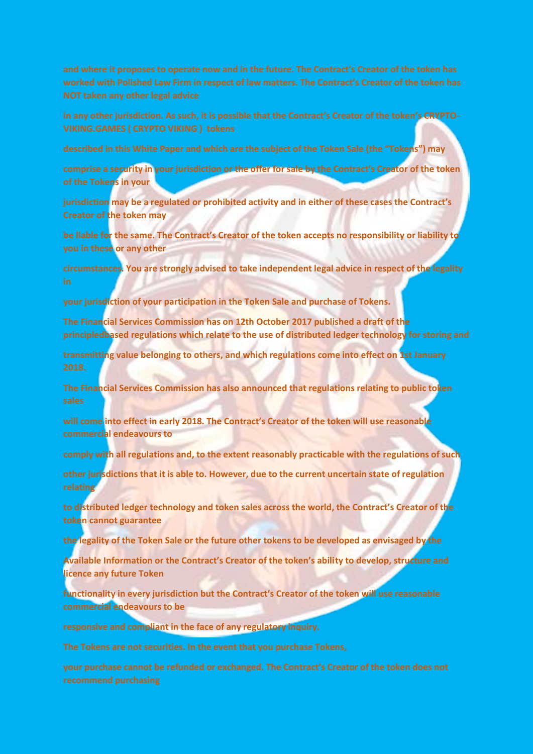and where it proposes to operate now and in the future. The Contract's Creator of the token has worked with Polished Law Firm in respect of law matters. The Contract's Creator of the token has NOT taken any other legal advice

in any other jurisdiction. As such, it is possible that the Contract's Creator of the token's CRYPTO-VIKING.GAMES ( CRYPTO VIKING ) tokens

described in this White Paper and which are the subject of the Token Sale (the "Tokens") may

comprise a security in your jurisdiction or the offer for sale by the Contract's Creator of the token of the Tokens in your

jurisdiction may be a regulated or prohibited activity and in either of these cases the Contract's Creator of the token may

be liable for the same. The Contract's Creator of the token accepts no responsibility or liability to you in these or any other

circumstances. You are strongly advised to take independent legal advice in respect of the legality in

your jurisdiction of your participation in the Token Sale and purchase of Tokens.

The Financial Services Commission has on 12th October 2017 published a draft of the principledbased regulations which relate to the use of distributed ledger technology for storing and

transmitting value belonging to others, and which regulations come into effect on 1st January 2018.

The Financial Services Commission has also announced that regulations relating to public token sales

will come into effect in early 2018. The Contract's Creator of the token will use reasonable commercial endeavours to

comply with all regulations and, to the extent reasonably practicable with the regulations of such

other jurisdictions that it is able to. However, due to the current uncertain state of regulation relating

to distributed ledger technology and token sales across the world, the Contract's Creator of the token cannot guarantee

the legality of the Token Sale or the future other tokens to be developed as envisaged by the

Available Information or the Contract's Creator of the token's ability to develop, structure and licence any future Token

functionality in every jurisdiction but the Contract's Creator of the token will use reasonable commercial endeavours to be

responsive and compliant in the face of any regulatory inquiry.

The Tokens are not securities. In the event that you purchase Tokens,

your purchase cannot be refunded or exchanged. The Contract's Creator of the token does not recommend purchasing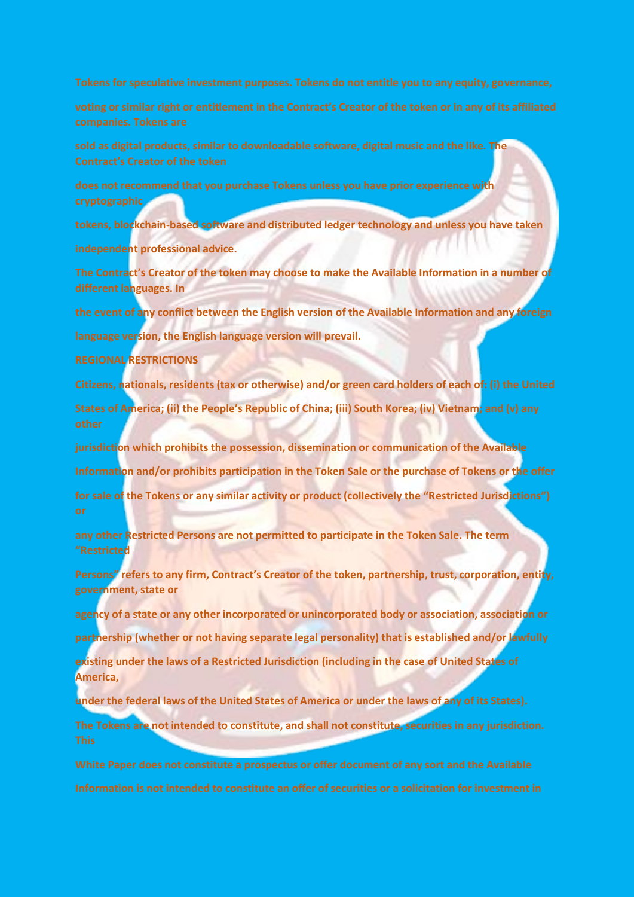Tokens for speculative investment purposes. Tokens do not entitle you to any equity, governance, voting or similar right or entitlement in the Contract's Creator of the token or in any of its affiliated companies. Tokens are sold as digital products, similar to downloadable software, digital music and the like. The Contract's Creator of the token does not recommend that you purchase Tokens unless you have prior experience with cryptographic tokens, blockchain-based software and distributed ledger technology and unless you have taken independent professional advice.

The Contract's Creator of the token may choose to make the Available Information in a number of different languages. In the event of any conflict between the English version of the Available Information and any foreign language version, the English language version will prevail.

**REGIONAL RESTRICTIONS**

Citizens, nationals, residents (tax or otherwise) and/or green card holders of each of: (i) the United States of America; (ii) the People's Republic of China; (iii) South Korea; (iv) Vietnam; and (v) any other jurisdiction which prohibits the possession, dissemination or communication of the Available Information and/or prohibits participation in the Token Sale or the purchase of Tokens or the offer for sale of the Tokens or any similar activity or product (collectively the "Restricted Jurisdictions") or any other Restricted Persons are not permitted to participate in the Token Sale. The term "Restricted Persons" refers to any firm, Contract's Creator of the token, partnership, trust, corporation, entity, government, state or agency of a state or any other incorporated or unincorporated body or association, association or partnership (whether or not having separate legal personality) that is established and/or lawfully existing under the laws of a Restricted Jurisdiction (including in the case of United States of America, under the federal laws of the United States of America or under the laws of any of its States).

The Tokens are not intended to constitute, and shall not constitute, securities in any jurisdiction. This White Paper does not constitute a prospectus or offer document of any sort and the Available Information is not intended to constitute an offer of securities or a solicitation for investment in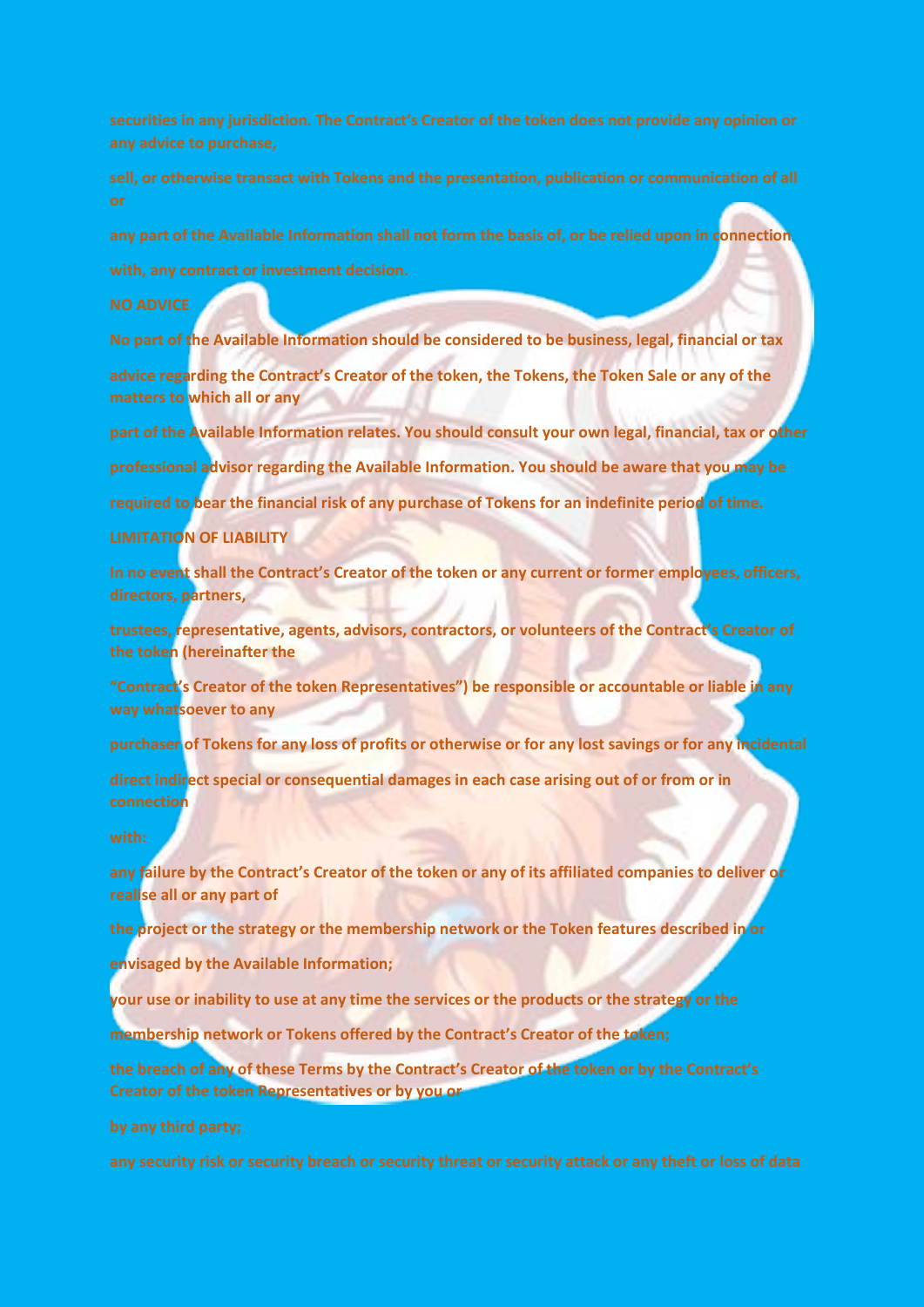securities in any jurisdiction. The Contract's Creator of the token does not provide any opinion or any advice to purchase,

sell, or otherwise transact with Tokens and the presentation, publication or communication of all or

any part of the Available Information shall not form the basis of, or be relied upon in connection

with, any contract or investment decision.

## NO ADVICE

No part of the Available Information should be considered to be business, legal, financial or tax

advice regarding the Contract's Creator of the token, the Tokens, the Token Sale or any of the matters to which all or any

part of the Available Information relates. You should consult your own legal, financial, tax or other

professional advisor regarding the Available Information. You should be aware that you may be

required to bear the financial risk of any purchase of Tokens for an indefinite period of time.

## LIMITATION OF LIABILITY

In no event shall the Contract's Creator of the token or any current or former employees, officers, directors, partners,

trustees, representative, agents, advisors, contractors, or volunteers of the Contract's Creator of the token (hereinafter the

"Contract's Creator of the token Representatives") be responsible or accountable or liable in any way whatsoever to any

purchaser of Tokens for any loss of profits or otherwise or for any lost savings or for any incidental

direct indirect special or consequential damages in each case arising out of or from or in connection

with:

any failure by the Contract's Creator of the token or any of its affiliated companies to deliver or realise all or any part of

the project or the strategy or the membership network or the Token features described in or

envisaged by the Available Information;

your use or inability to use at any time the services or the products or the strategy or the

membership network or Tokens offered by the Contract's Creator of the token;

the breach of any of these Terms by the Contract's Creator of the token or by the Contract's Creator of the token Representatives or by you or

by any third party;

any security risk or security breach or security threat or security attack or any theft or loss of data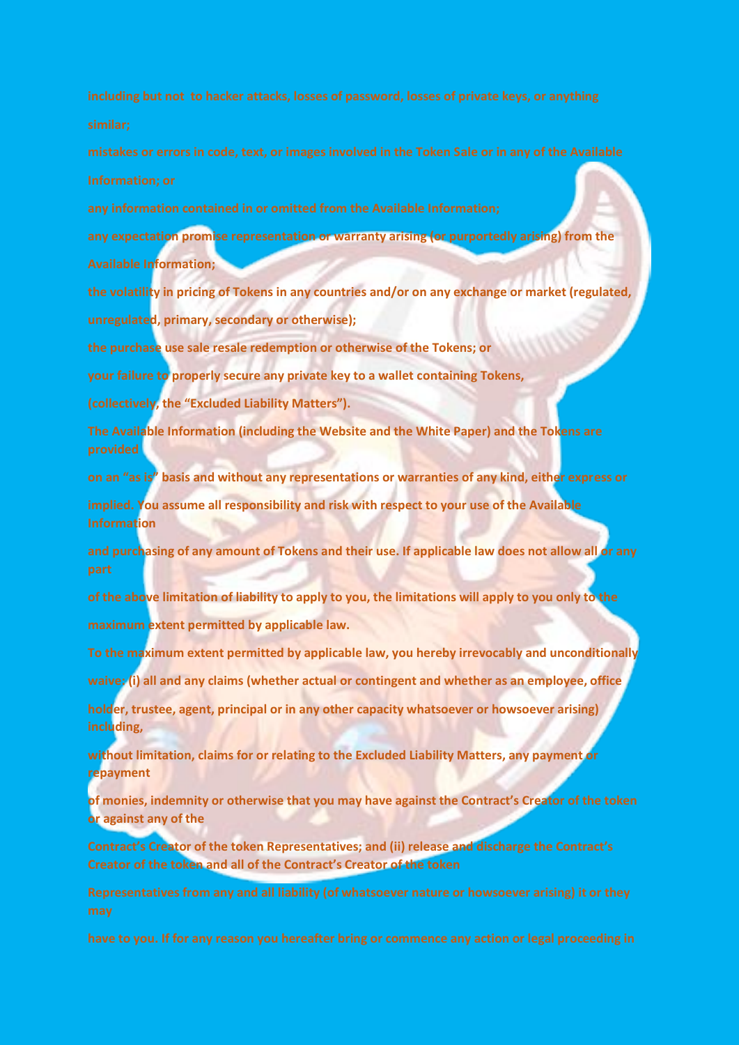**including but not to hacker attacks, losses of password, losses of private keys, or anything similar;**

**mistakes or errors in code, text, or images involved in the Token Sale or in any of the Available Information; or**

**any information contained in or omitted from the Available Information;**

**any expectation promise representation or warranty arising (or purportedly arising) from the Available Information;**

**the volatility in pricing of Tokens in any countries and/or on any exchange or market (regulated, unregulated, primary, secondary or otherwise);**

**the purchase use sale resale redemption or otherwise of the Tokens; or**

**your failure to properly secure any private key to a wallet containing Tokens,**

**(collectively, the "Excluded Liability Matters").**

**The Available Information (including the Website and the White Paper) and the Tokens are provided on an "as is" basis and without any representations or warranties of any kind, either express or implied. You assume all responsibility and risk with respect to your use of the Available Information and purchasing of any amount of Tokens and their use. If applicable law does not allow all or any part of the above limitation of liability to apply to you, the limitations will apply to you only to the maximum extent permitted by applicable law.**

**To the maximum extent permitted by applicable law, you hereby irrevocably and unconditionally waive: (i) all and any claims (whether actual or contingent and whether as an employee, office holder, trustee, agent, principal or in any other capacity whatsoever or howsoever arising) including, without limitation, claims for or relating to the Excluded Liability Matters, any payment or repayment of monies, indemnity or otherwise that you may have against the Contract's Creator of the token or against any of the Contract's Creator of the token Representatives; and (ii) release and discharge the Contract's Creator of the token and all of the Contract's Creator of the token Representatives from any and all liability (of whatsoever nature or howsoever arising) it or they may have to you. If for any reason you hereafter bring or commence any action or legal proceeding in**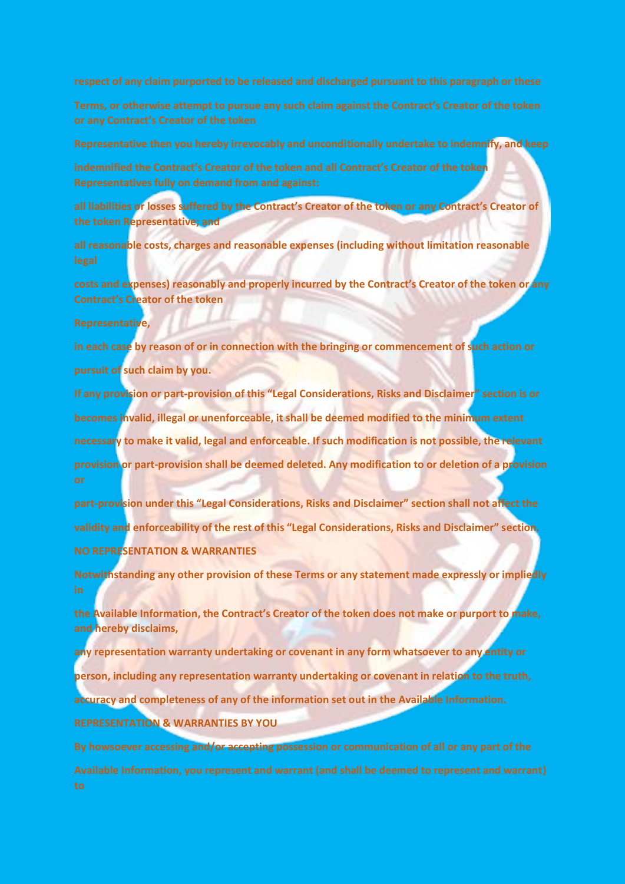respect of any claim purported to be released and discharged pursuant to this paragraph or these Terms, or otherwise attempt to pursue any such claim against the Contract's Creator of the token or any Contract's Creator of the token Representative then you hereby irrevocably and unconditionally undertake to indemnify, and keep indemnified the Contract's Creator of the token and all Contract's Creator of the token Representatives fully on demand from and against:

all liabilities or losses suffered by the Contract's Creator of the token or any Contract's Creator of the token Representative; and

all reasonable costs, charges and reasonable expenses (including without limitation reasonable legal costs and expenses) reasonably and properly incurred by the Contract's Creator of the token or any Contract's Creator of the token Representative,

in each case by reason of or in connection with the bringing or commencement of such action or pursuit of such claim by you.

If any provision or part-provision of this "Legal Considerations, Risks and Disclaimer" section is or becomes invalid, illegal or unenforceable, it shall be deemed modified to the minimum extent necessary to make it valid, legal and enforceable. If such modification is not possible, the relevant provision or part-provision shall be deemed deleted. Any modification to or deletion of a provision or part-provision under this "Legal Considerations, Risks and Disclaimer" section shall not affect the validity and enforceability of the rest of this "Legal Considerations, Risks and Disclaimer" section.

**NO REPRESENTATION & WARRANTIES**

Notwithstanding any other provision of these Terms or any statement made expressly or impliedly in the Available Information, the Contract's Creator of the token does not make or purport to make, and hereby disclaims, any representation warranty undertaking or covenant in any form whatsoever to any entity or person, including any representation warranty undertaking or covenant in relation to the truth, accuracy and completeness of any of the information set out in the Available Information.

**REPRESENTATION & WARRANTIES BY YOU**

By howsoever accessing and/or accepting possession or communication of all or any part of the Available Information, you represent and warrant (and shall be deemed to represent and warrant) to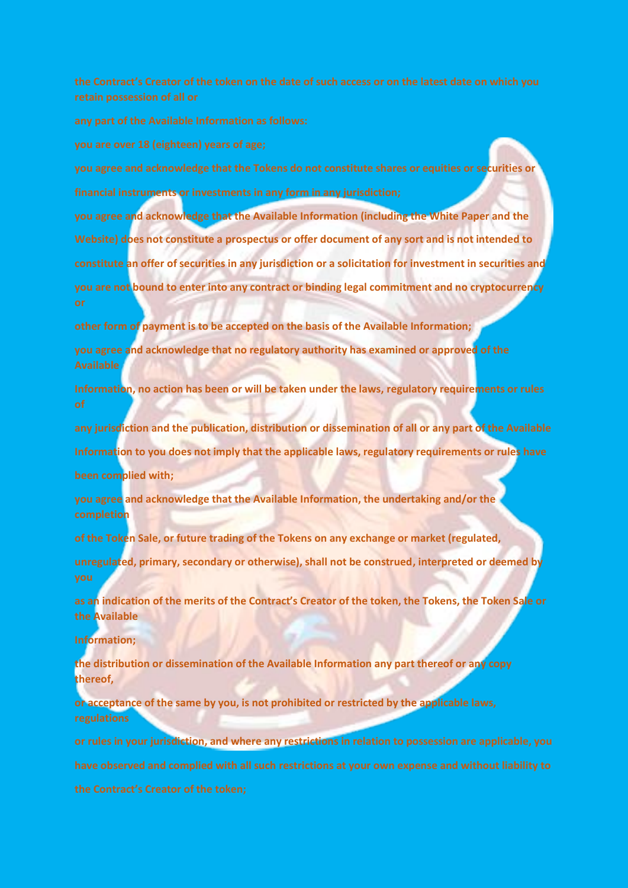the Contract's Creator of the token on the date of such access or on the latest date on which you retain possession of all or any part of the Available Information as follows:

you are over 18 (eighteen) years of age;

you agree and acknowledge that the Tokens do not constitute shares or equities or securities or financial instruments or investments in any form in any jurisdiction;

you agree and acknowledge that the Available Information (including the White Paper and the Website) does not constitute a prospectus or offer document of any sort and is not intended to constitute an offer of securities in any jurisdiction or a solicitation for investment in securities and you are not bound to enter into any contract or binding legal commitment and no cryptocurrency or other form of payment is to be accepted on the basis of the Available Information;

you agree and acknowledge that no regulatory authority has examined or approved of the Available Information, no action has been or will be taken under the laws, regulatory requirements or rules of any jurisdiction and the publication, distribution or dissemination of all or any part of the Available Information to you does not imply that the applicable laws, regulatory requirements or rules have been complied with;

you agree and acknowledge that the Available Information, the undertaking and/or the completion of the Token Sale, or future trading of the Tokens on any exchange or market (regulated, unregulated, primary, secondary or otherwise), shall not be construed, interpreted or deemed by you as an indication of the merits of the Contract's Creator of the token, the Tokens, the Token Sale or the Available Information;

the distribution or dissemination of the Available Information any part thereof or any copy thereof, or acceptance of the same by you, is not prohibited or restricted by the applicable laws, regulations or rules in your jurisdiction, and where any restrictions in relation to possession are applicable, you have observed and complied with all such restrictions at your own expense and without liability to the Contract's Creator of the token;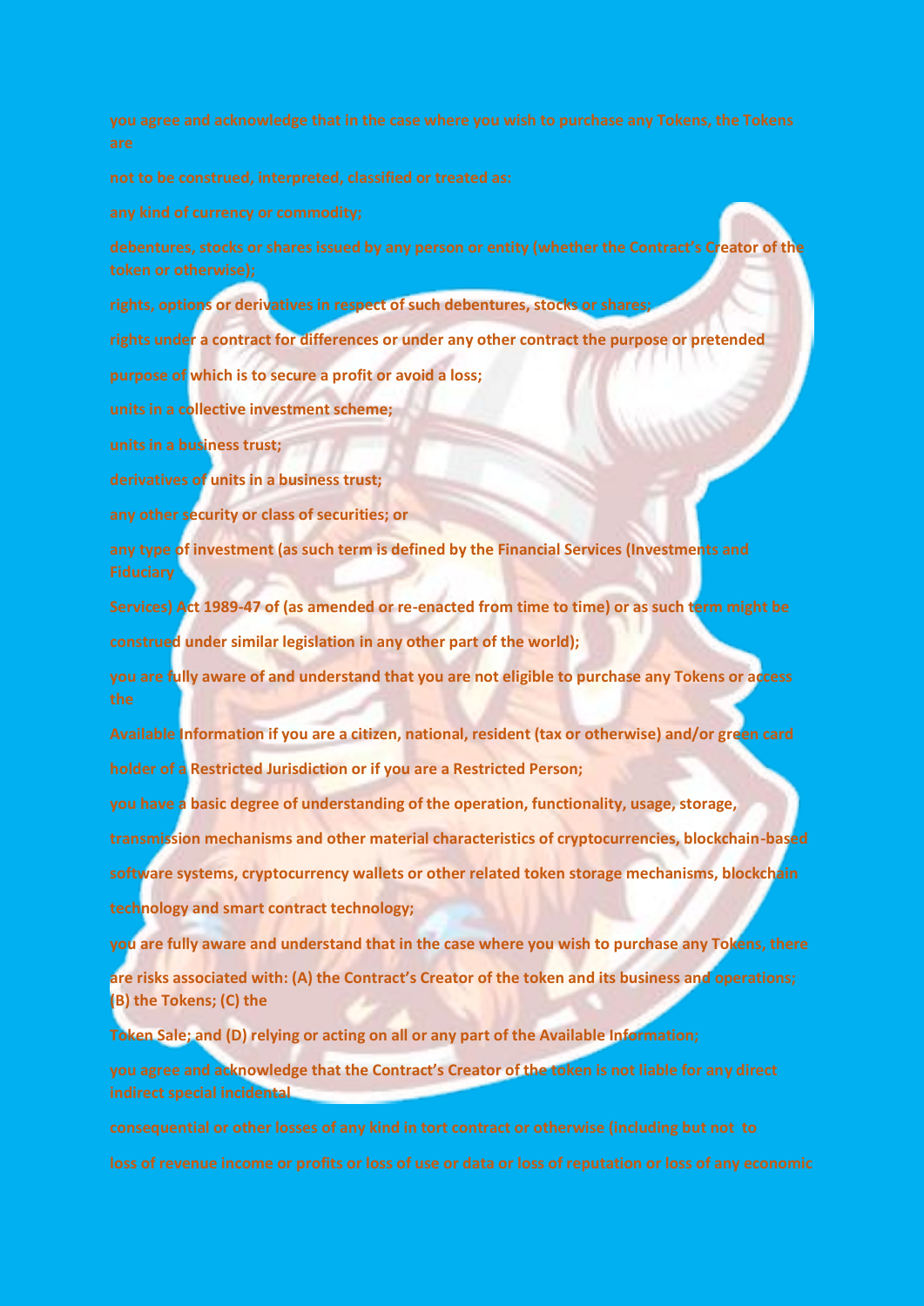you agree and acknowledge that in the case where you wish to purchase any Tokens, the Tokens are

not to be construed, interpreted, classified or treated as:

any kind of currency or commodity;

debentures, stocks or shares issued by any person or entity (whether the Contract's Creator of the token or otherwise);

rights, options or derivatives in respect of such debentures, stocks or shares;

rights under a contract for differences or under any other contract the purpose or pretended

purpose of which is to secure a profit or avoid a loss;

units in a collective investment scheme;

units in a business trust;

derivatives of units in a business trust;

any other security or class of securities; or

any type of investment (as such term is defined by the Financial Services (Investments and Fiduciary

Services) Act 1989-47 of (as amended or re-enacted from time to time) or as such term might be

construed under similar legislation in any other part of the world);

you are fully aware of and understand that you are not eligible to purchase any Tokens or access the

Available Information if you are a citizen, national, resident (tax or otherwise) and/or green card

holder of a Restricted Jurisdiction or if you are a Restricted Person;

you have a basic degree of understanding of the operation, functionality, usage, storage,

transmission mechanisms and other material characteristics of cryptocurrencies, blockchain-based

software systems, cryptocurrency wallets or other related token storage mechanisms, blockchain

technology and smart contract technology;

you are fully aware and understand that in the case where you wish to purchase any Tokens, there

are risks associated with: (A) the Contract's Creator of the token and its business and operations; (B) the Tokens; (C) the

Token Sale; and (D) relying or acting on all or any part of the Available Information;

you agree and acknowledge that the Contract's Creator of the token is not liable for any direct indirect special incidental

consequential or other losses of any kind in tort contract or otherwise (including but not to

loss of revenue income or profits or loss of use or data or loss of reputation or loss of any economic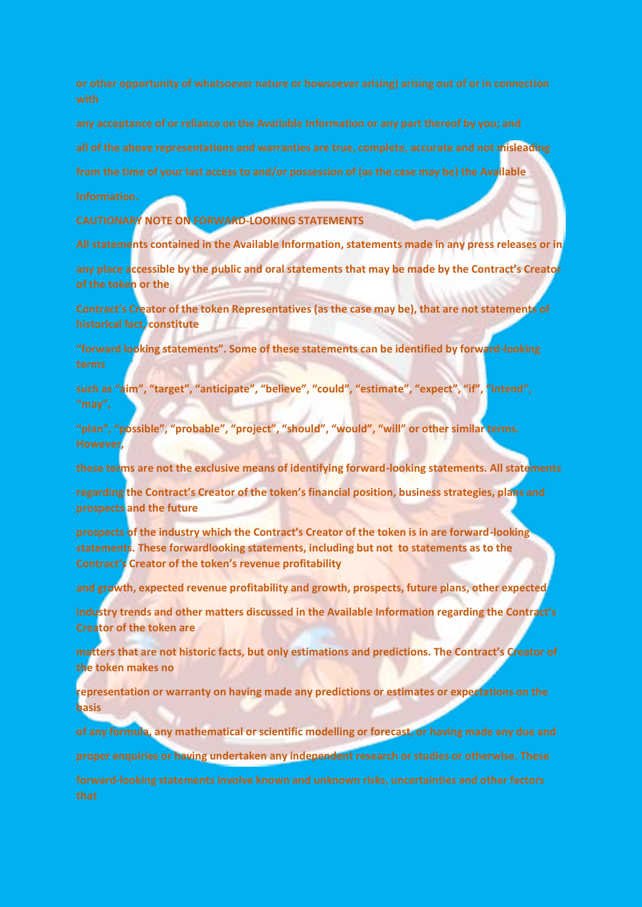or other opportunity of whatsoever nature or howsoever arising) arising out of or in connection with

any acceptance of or reliance on the Available Information or any part thereof by you; and

all of the above representations and warranties are true, complete, accurate and not misleading

from the time of your last access to and/or possession of (as the case may be) the Available

Information.

## CAUTIONARY NOTE ON FORWARD-LOOKING STATEMENTS

All statements contained in the Available Information, statements made in any press releases or in

any place accessible by the public and oral statements that may be made by the Contract's Creator of the token or the

Contract's Creator of the token Representatives (as the case may be), that are not statements of historical fact, constitute

"forward looking statements". Some of these statements can be identified by forward-looking terms

such as "aim", "target", "anticipate", "believe", "could", "estimate", "expect", "if", "intend", "may",

"plan", "possible", "probable", "project", "should", "would", "will" or other similar terms. However,

these terms are not the exclusive means of identifying forward-looking statements. All statements

regarding the Contract's Creator of the token's financial position, business strategies, plans and prospects and the future

prospects of the industry which the Contract's Creator of the token is in are forward-looking statements. These forwardlooking statements, including but not to statements as to the Contract's Creator of the token's revenue profitability

and growth, expected revenue profitability and growth, prospects, future plans, other expected

industry trends and other matters discussed in the Available Information regarding the Contract's Creator of the token are

matters that are not historic facts, but only estimations and predictions. The Contract's Creator of the token makes no

representation or warranty on having made any predictions or estimates or expectations on the basis

of any formula, any mathematical or scientific modelling or forecast, or having made any due and

proper enquiries or having undertaken any independent research or studies or otherwise. These

forward-looking statements involve known and unknown risks, uncertainties and other factors that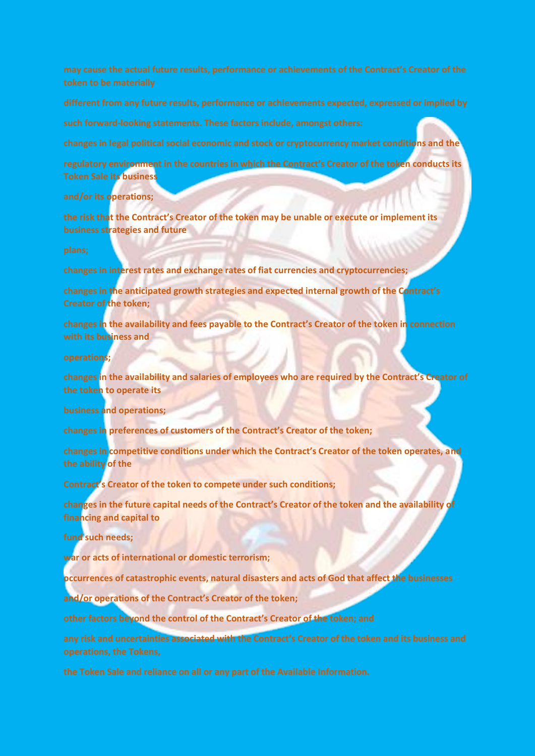may cause the actual future results, performance or achievements of the Contract's Creator of the token to be materially different from any future results, performance or achievements expected, expressed or implied by such forward-looking statements. These factors include, amongst others:

changes in legal political social economic and stock or cryptocurrency market conditions and the regulatory environment in the countries in which the Contract's Creator of the token conducts its Token Sale its business and/or its operations;

the risk that the Contract's Creator of the token may be unable or execute or implement its business strategies and future plans;

changes in interest rates and exchange rates of fiat currencies and cryptocurrencies;

changes in the anticipated growth strategies and expected internal growth of the Contract's Creator of the token;

changes in the availability and fees payable to the Contract's Creator of the token in connection with its business and operations;

changes in the availability and salaries of employees who are required by the Contract's Creator of the token to operate its business and operations;

changes in preferences of customers of the Contract's Creator of the token;

changes in competitive conditions under which the Contract's Creator of the token operates, and the ability of the Contract's Creator of the token to compete under such conditions;

changes in the future capital needs of the Contract's Creator of the token and the availability of financing and capital to fund such needs;

war or acts of international or domestic terrorism;

occurrences of catastrophic events, natural disasters and acts of God that affect the businesses and/or operations of the Contract's Creator of the token;

other factors beyond the control of the Contract's Creator of the token; and

any risk and uncertainties associated with the Contract's Creator of the token and its business and operations, the Tokens, the Token Sale and reliance on all or any part of the Available Information.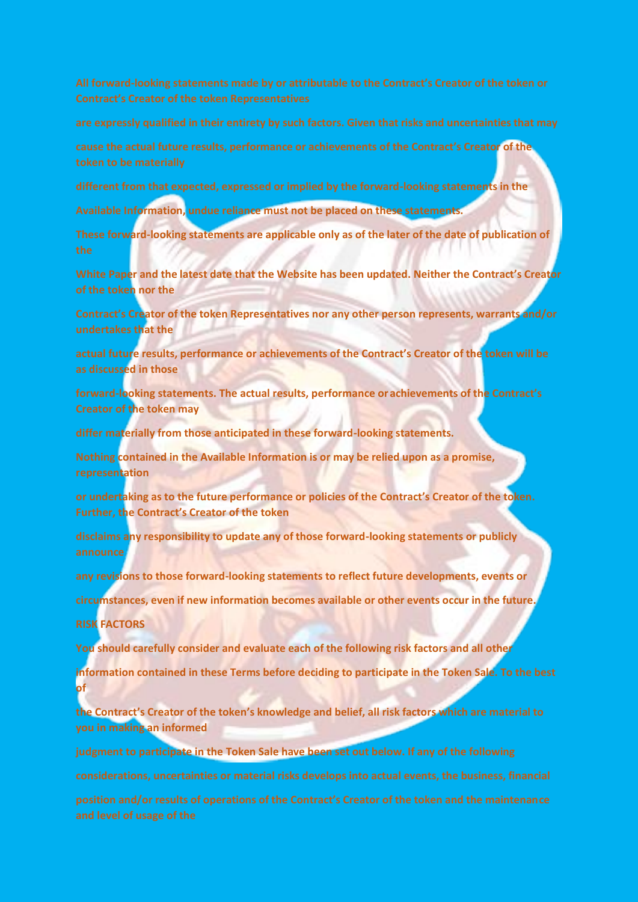All forward-looking statements made by or attributable to the Contract's Creator of the token or Contract's Creator of the token Representatives

are expressly qualified in their entirety by such factors. Given that risks and uncertainties that may

cause the actual future results, performance or achievements of the Contract's Creator of the token to be materially

different from that expected, expressed or implied by the forward-looking statements in the

Available Information, undue reliance must not be placed on these statements.

These forward-looking statements are applicable only as of the later of the date of publication of the

White Paper and the latest date that the Website has been updated. Neither the Contract's Creator of the token nor the

Contract's Creator of the token Representatives nor any other person represents, warrants and/or undertakes that the

actual future results, performance or achievements of the Contract's Creator of the token will be as discussed in those

forward-looking statements. The actual results, performance or achievements of the Contract's Creator of the token may

differ materially from those anticipated in these forward-looking statements.

Nothing contained in the Available Information is or may be relied upon as a promise, representation

or undertaking as to the future performance or policies of the Contract's Creator of the token. Further, the Contract's Creator of the token

disclaims any responsibility to update any of those forward-looking statements or publicly announce

any revisions to those forward-looking statements to reflect future developments, events or

circumstances, even if new information becomes available or other events occur in the future.

**RISK FACTORS**

You should carefully consider and evaluate each of the following risk factors and all other

information contained in these Terms before deciding to participate in the Token Sale. To the best of

the Contract's Creator of the token's knowledge and belief, all risk factors which are material to you in making an informed

judgment to participate in the Token Sale have been set out below. If any of the following

considerations, uncertainties or material risks develops into actual events, the business, financial

position and/or results of operations of the Contract's Creator of the token and the maintenance and level of usage of the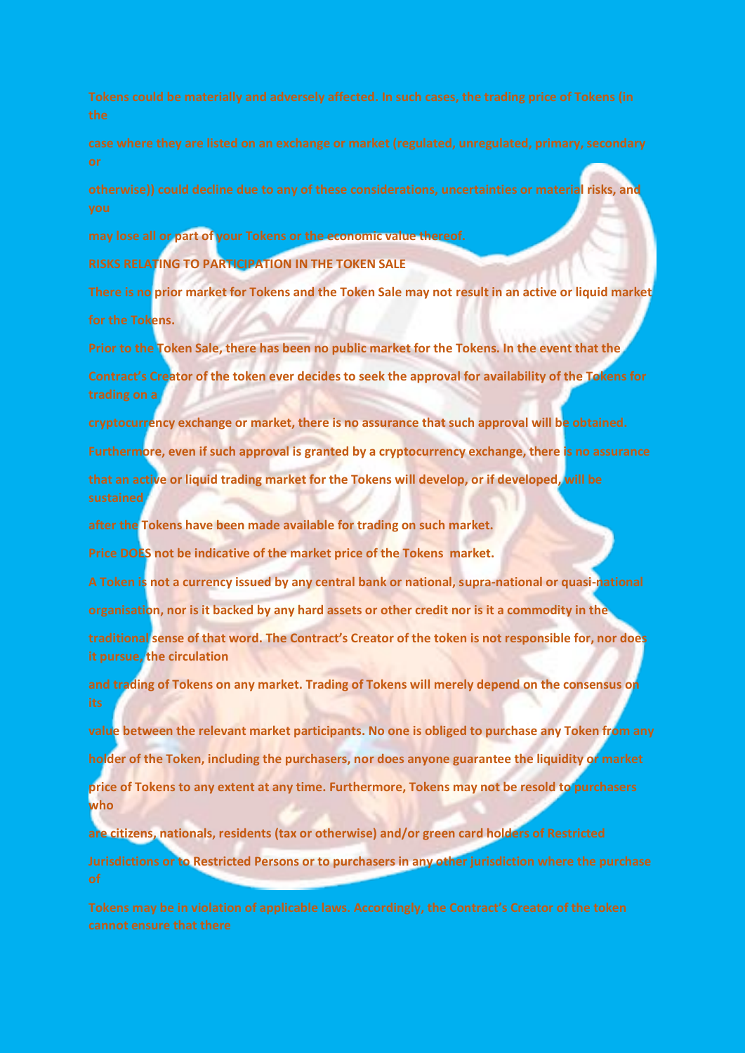Tokens could be materially and adversely affected. In such cases, the trading price of Tokens (in the case where they are listed on an exchange or market (regulated, unregulated, primary, secondary or otherwise)) could decline due to any of these considerations, uncertainties or material risks, and you may lose all or part of your Tokens or the economic value thereof.

**RISKS RELATING TO PARTICIPATION IN THE TOKEN SALE**

**There is no prior market for Tokens and the Token Sale may not result in an active or liquid market for the Tokens.**

Prior to the Token Sale, there has been no public market for the Tokens. In the event that the Contract's Creator of the token ever decides to seek the approval for availability of the Tokens for trading on a cryptocurrency exchange or market, there is no assurance that such approval will be obtained. Furthermore, even if such approval is granted by a cryptocurrency exchange, there is no assurance that an active or liquid trading market for the Tokens will develop, or if developed, will be sustained after the Tokens have been made available for trading on such market.

**Price DOES not be indicative of the market price of the Tokens market.**

A Token is not a currency issued by any central bank or national, supra-national or quasi-national organisation, nor is it backed by any hard assets or other credit nor is it a commodity in the traditional sense of that word. The Contract's Creator of the token is not responsible for, nor does it pursue, the circulation and trading of Tokens on any market. Trading of Tokens will merely depend on the consensus on its value between the relevant market participants. No one is obliged to purchase any Token from any holder of the Token, including the purchasers, nor does anyone guarantee the liquidity or market price of Tokens to any extent at any time. Furthermore, Tokens may not be resold to purchasers who are citizens, nationals, residents (tax or otherwise) and/or green card holders of Restricted Jurisdictions or to Restricted Persons or to purchasers in any other jurisdiction where the purchase of Tokens may be in violation of applicable laws. Accordingly, the Contract's Creator of the token cannot ensure that there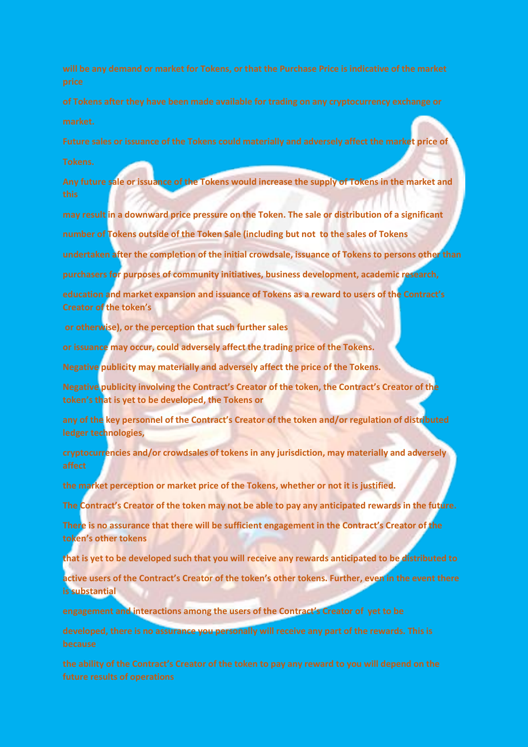will be any demand or market for Tokens, or that the Purchase Price is indicative of the market price

of Tokens after they have been made available for trading on any cryptocurrency exchange or market.

**Future sales or issuance of the Tokens could materially and adversely affect the market price of Tokens.**

Any future sale or issuance of the Tokens would increase the supply of Tokens in the market and this may result in a downward price pressure on the Token. The sale or distribution of a significant number of Tokens outside of the Token Sale (including but not to the sales of Tokens undertaken after the completion of the initial crowdsale, issuance of Tokens to persons other than purchasers for purposes of community initiatives, business development, academic research, education and market expansion and issuance of Tokens as a reward to users of the Contract's Creator of the token's or otherwise), or the perception that such further sales or issuance may occur, could adversely affect the trading price of the Tokens.

**Negative publicity may materially and adversely affect the price of the Tokens.**

Negative publicity involving the Contract's Creator of the token, the Contract's Creator of the token's that is yet to be developed, the Tokens or any of the key personnel of the Contract's Creator of the token and/or regulation of distributed ledger technologies, cryptocurrencies and/or crowdsales of tokens in any jurisdiction, may materially and adversely affect the market perception or market price of the Tokens, whether or not it is justified.

**The Contract's Creator of the token may not be able to pay any anticipated rewards in the future.**

There is no assurance that there will be sufficient engagement in the Contract's Creator of the token's other tokens that is yet to be developed such that you will receive any rewards anticipated to be distributed to active users of the Contract's Creator of the token's other tokens. Further, even in the event there is substantial engagement and interactions among the users of the Contract's Creator of yet to be developed, there is no assurance you personally will receive any part of the rewards. This is because the ability of the Contract's Creator of the token to pay any reward to you will depend on the future results of operations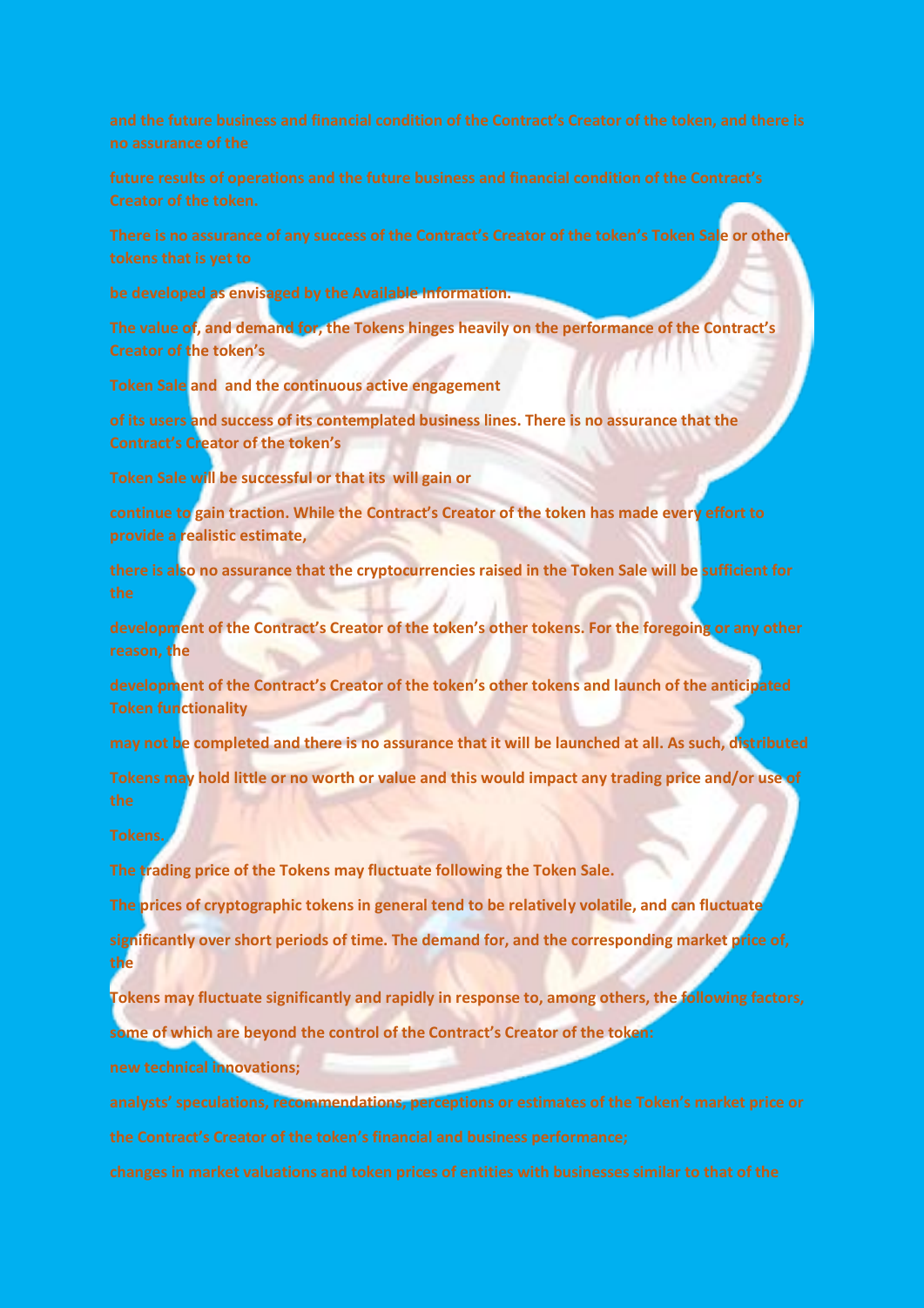and the future business and financial condition of the Contract's Creator of the token, and there is no assurance of the future results of operations and the future business and financial condition of the Contract's Creator of the token.

There is no assurance of any success of the Contract's Creator of the token's Token Sale or other tokens that is yet to be developed as envisaged by the Available Information.

The value of, and demand for, the Tokens hinges heavily on the performance of the Contract's Creator of the token's Token Sale and and the continuous active engagement of its users and success of its contemplated business lines. There is no assurance that the Contract's Creator of the token's Token Sale will be successful or that its will gain or continue to gain traction. While the Contract's Creator of the token has made every effort to provide a realistic estimate, there is also no assurance that the cryptocurrencies raised in the Token Sale will be sufficient for the development of the Contract's Creator of the token's other tokens. For the foregoing or any other reason, the development of the Contract's Creator of the token's other tokens and launch of the anticipated Token functionality may not be completed and there is no assurance that it will be launched at all. As such, distributed Tokens may hold little or no worth or value and this would impact any trading price and/or use of the Tokens.

The trading price of the Tokens may fluctuate following the Token Sale.

The prices of cryptographic tokens in general tend to be relatively volatile, and can fluctuate significantly over short periods of time. The demand for, and the corresponding market price of, the Tokens may fluctuate significantly and rapidly in response to, among others, the following factors, some of which are beyond the control of the Contract's Creator of the token:

new technical innovations;

analysts' speculations, recommendations, perceptions or estimates of the Token's market price or the Contract's Creator of the token's financial and business performance;

changes in market valuations and token prices of entities with businesses similar to that of the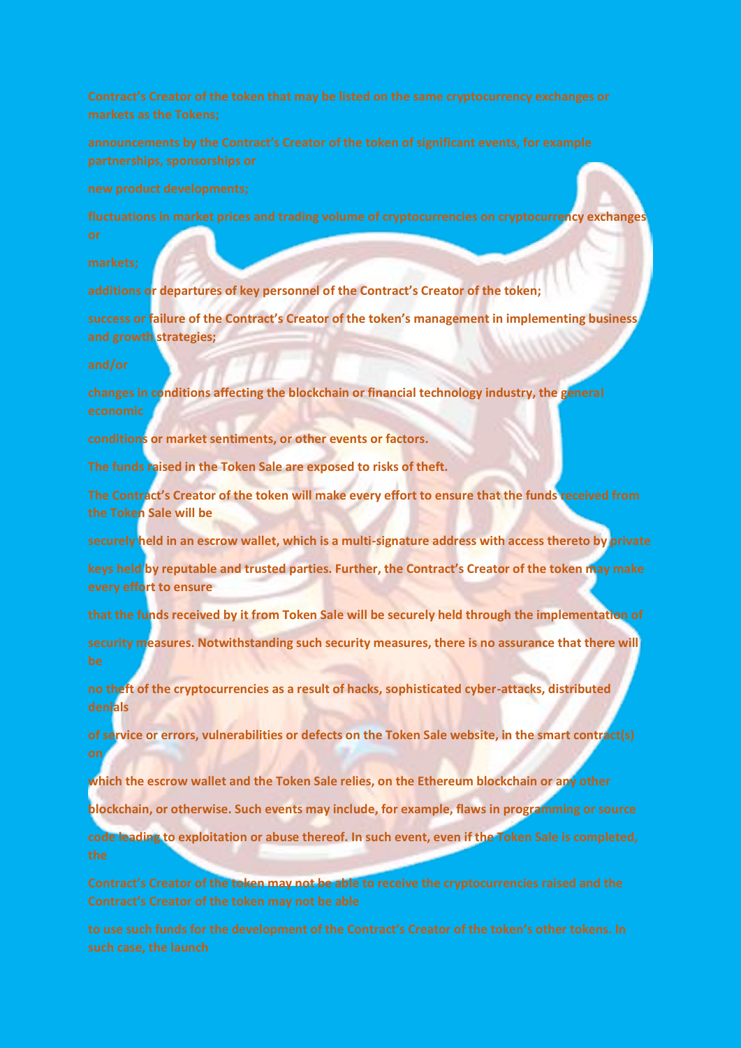Contract's Creator of the token that may be listed on the same cryptocurrency exchanges or markets as the Tokens;

announcements by the Contract's Creator of the token of significant events, for example partnerships, sponsorships or

new product developments;

fluctuations in market prices and trading volume of cryptocurrencies on cryptocurrency exchanges or

markets;

additions or departures of key personnel of the Contract's Creator of the token;

success or failure of the Contract's Creator of the token's management in implementing business and growth strategies;

and/or

changes in conditions affecting the blockchain or financial technology industry, the general economic

conditions or market sentiments, or other events or factors.

The funds raised in the Token Sale are exposed to risks of theft.

The Contract's Creator of the token will make every effort to ensure that the funds received from the Token Sale will be

securely held in an escrow wallet, which is a multi-signature address with access thereto by private

keys held by reputable and trusted parties. Further, the Contract's Creator of the token may make every effort to ensure

that the funds received by it from Token Sale will be securely held through the implementation of

security measures. Notwithstanding such security measures, there is no assurance that there will be

no theft of the cryptocurrencies as a result of hacks, sophisticated cyber-attacks, distributed denials

of service or errors, vulnerabilities or defects on the Token Sale website, in the smart contract(s) on

which the escrow wallet and the Token Sale relies, on the Ethereum blockchain or any other

blockchain, or otherwise. Such events may include, for example, flaws in programming or source

code leading to exploitation or abuse thereof. In such event, even if the Token Sale is completed, the

Contract's Creator of the token may not be able to receive the cryptocurrencies raised and the Contract's Creator of the token may not be able

to use such funds for the development of the Contract's Creator of the token's other tokens. In such case, the launch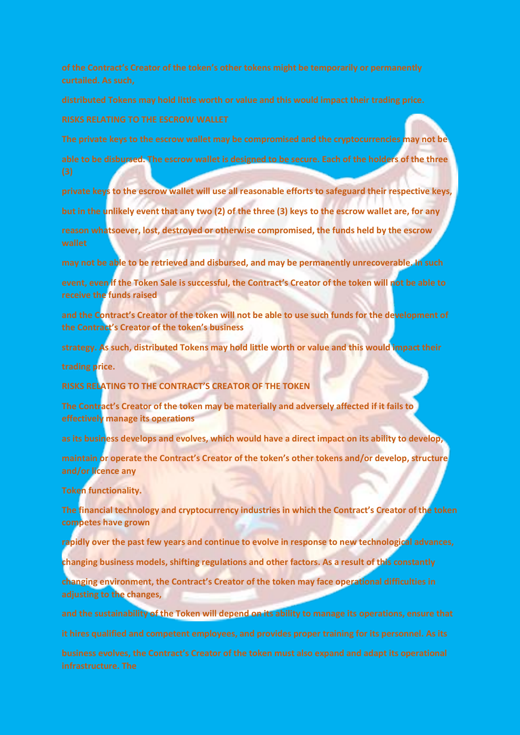of the Contract's Creator of the token's other tokens might be temporarily or permanently curtailed. As such, distributed Tokens may hold little worth or value and this would impact their trading price.

## RISKS RELATING TO THE ESCROW WALLET

The private keys to the escrow wallet may be compromised and the cryptocurrencies may not be able to be disbursed. The escrow wallet is designed to be secure. Each of the holders of the three (3) private keys to the escrow wallet will use all reasonable efforts to safeguard their respective keys, but in the unlikely event that any two (2) of the three (3) keys to the escrow wallet are, for any reason whatsoever, lost, destroyed or otherwise compromised, the funds held by the escrow wallet may not be able to be retrieved and disbursed, and may be permanently unrecoverable. In such event, even if the Token Sale is successful, the Contract's Creator of the token will not be able to receive the funds raised and the Contract's Creator of the token will not be able to use such funds for the development of the Contract's Creator of the token's business strategy. As such, distributed Tokens may hold little worth or value and this would impact their trading price.

## RISKS RELATING TO THE CONTRACT'S CREATOR OF THE TOKEN

The Contract's Creator of the token may be materially and adversely affected if it fails to effectively manage its operations as its business develops and evolves, which would have a direct impact on its ability to develop, maintain or operate the Contract's Creator of the token's other tokens and/or develop, structure and/or licence any Token functionality.

The financial technology and cryptocurrency industries in which the Contract's Creator of the token competes have grown rapidly over the past few years and continue to evolve in response to new technological advances, changing business models, shifting regulations and other factors. As a result of this constantly changing environment, the Contract's Creator of the token may face operational difficulties in adjusting to the changes, and the sustainability of the Token will depend on its ability to manage its operations, ensure that it hires qualified and competent employees, and provides proper training for its personnel. As its business evolves, the Contract's Creator of the token must also expand and adapt its operational infrastructure. The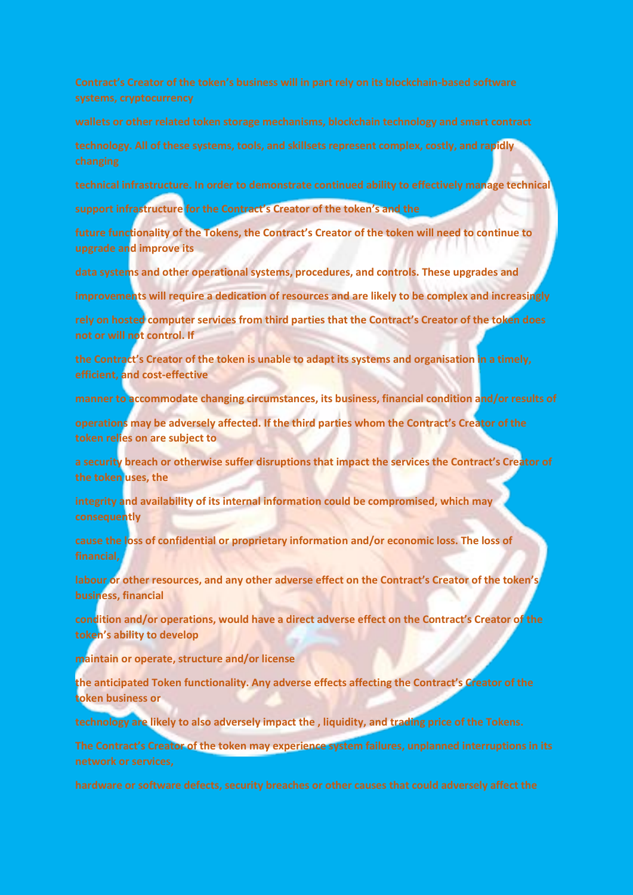Contract's Creator of the token's business will in part rely on its blockchain-based software systems, cryptocurrency wallets or other related token storage mechanisms, blockchain technology and smart contract technology. All of these systems, tools, and skillsets represent complex, costly, and rapidly changing technical infrastructure. In order to demonstrate continued ability to effectively manage technical support infrastructure for the Contract's Creator of the token's and the future functionality of the Tokens, the Contract's Creator of the token will need to continue to upgrade and improve its data systems and other operational systems, procedures, and controls. These upgrades and improvements will require a dedication of resources and are likely to be complex and increasingly rely on hosted computer services from third parties that the Contract's Creator of the token does not or will not control. If the Contract's Creator of the token is unable to adapt its systems and organisation in a timely, efficient, and cost-effective manner to accommodate changing circumstances, its business, financial condition and/or results of operations may be adversely affected. If the third parties whom the Contract's Creator of the token relies on are subject to a security breach or otherwise suffer disruptions that impact the services the Contract's Creator of the token uses, the integrity and availability of its internal information could be compromised, which may consequently cause the loss of confidential or proprietary information and/or economic loss. The loss of financial, labour or other resources, and any other adverse effect on the Contract's Creator of the token's business, financial condition and/or operations, would have a direct adverse effect on the Contract's Creator of the token's ability to develop maintain or operate, structure and/or license the anticipated Token functionality. Any adverse effects affecting the Contract's Creator of the token business or technology are likely to also adversely impact the , liquidity, and trading price of the Tokens.

The Contract's Creator of the token may experience system failures, unplanned interruptions in its network or services, hardware or software defects, security breaches or other causes that could adversely affect the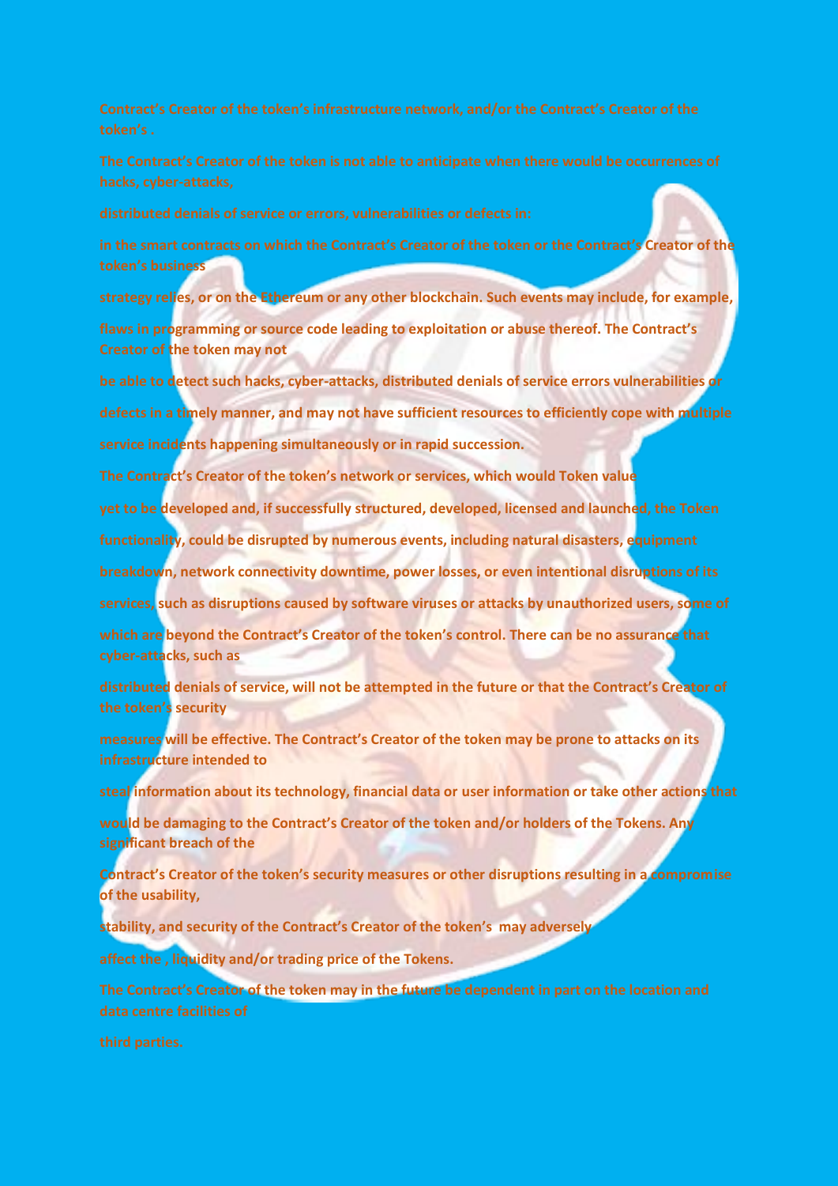Contract's Creator of the token's infrastructure network, and/or the Contract's Creator of the token's .

The Contract's Creator of the token is not able to anticipate when there would be occurrences of hacks, cyber-attacks,

distributed denials of service or errors, vulnerabilities or defects in:

in the smart contracts on which the Contract's Creator of the token or the Contract's Creator of the token's business

strategy relies, or on the Ethereum or any other blockchain. Such events may include, for example,

flaws in programming or source code leading to exploitation or abuse thereof. The Contract's Creator of the token may not

be able to detect such hacks, cyber-attacks, distributed denials of service errors vulnerabilities or

defects in a timely manner, and may not have sufficient resources to efficiently cope with multiple

service incidents happening simultaneously or in rapid succession.

The Contract's Creator of the token's network or services, which would Token value

yet to be developed and, if successfully structured, developed, licensed and launched, the Token

functionality, could be disrupted by numerous events, including natural disasters, equipment

breakdown, network connectivity downtime, power losses, or even intentional disruptions of its

services, such as disruptions caused by software viruses or attacks by unauthorized users, some of

which are beyond the Contract's Creator of the token's control. There can be no assurance that cyber-attacks, such as

distributed denials of service, will not be attempted in the future or that the Contract's Creator of the token's security

measures will be effective. The Contract's Creator of the token may be prone to attacks on its infrastructure intended to

steal information about its technology, financial data or user information or take other actions that

would be damaging to the Contract's Creator of the token and/or holders of the Tokens. Any significant breach of the

Contract's Creator of the token's security measures or other disruptions resulting in a compromise of the usability,

stability, and security of the Contract's Creator of the token's may adversely

affect the , liquidity and/or trading price of the Tokens.

The Contract's Creator of the token may in the future be dependent in part on the location and data centre facilities of

third parties.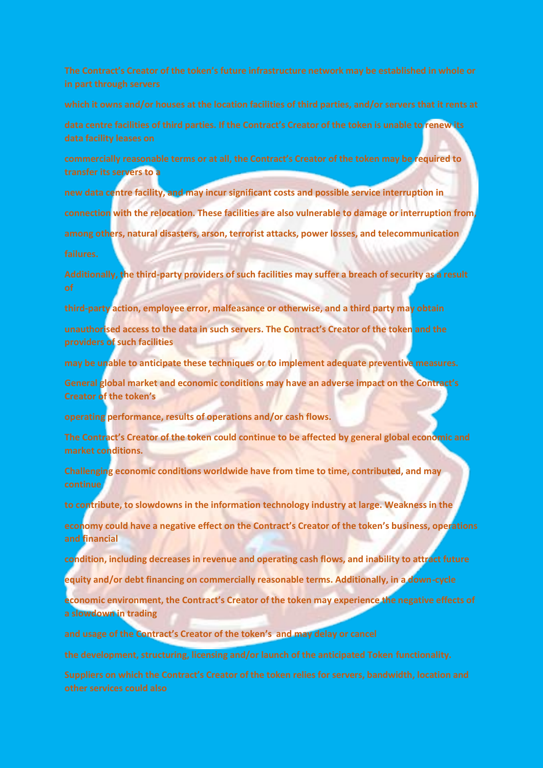The Contract's Creator of the token's future infrastructure network may be established in whole or in part through servers which it owns and/or houses at the location facilities of third parties, and/or servers that it rents at data centre facilities of third parties. If the Contract's Creator of the token is unable to renew its data facility leases on commercially reasonable terms or at all, the Contract's Creator of the token may be required to transfer its servers to a new data centre facility, and may incur significant costs and possible service interruption in connection with the relocation. These facilities are also vulnerable to damage or interruption from, among others, natural disasters, arson, terrorist attacks, power losses, and telecommunication failures.

Additionally, the third-party providers of such facilities may suffer a breach of security as a result of third-party action, employee error, malfeasance or otherwise, and a third party may obtain unauthorised access to the data in such servers. The Contract's Creator of the token and the providers of such facilities may be unable to anticipate these techniques or to implement adequate preventive measures.

General global market and economic conditions may have an adverse impact on the Contract's Creator of the token's operating performance, results of operations and/or cash flows.

The Contract's Creator of the token could continue to be affected by general global economic and market conditions.

Challenging economic conditions worldwide have from time to time, contributed, and may continue to contribute, to slowdowns in the information technology industry at large. Weakness in the economy could have a negative effect on the Contract's Creator of the token's business, operations and financial condition, including decreases in revenue and operating cash flows, and inability to attract future equity and/or debt financing on commercially reasonable terms. Additionally, in a down-cycle economic environment, the Contract's Creator of the token may experience the negative effects of a slowdown in trading and usage of the Contract's Creator of the token's and may delay or cancel the development, structuring, licensing and/or launch of the anticipated Token functionality.

Suppliers on which the Contract's Creator of the token relies for servers, bandwidth, location and other services could also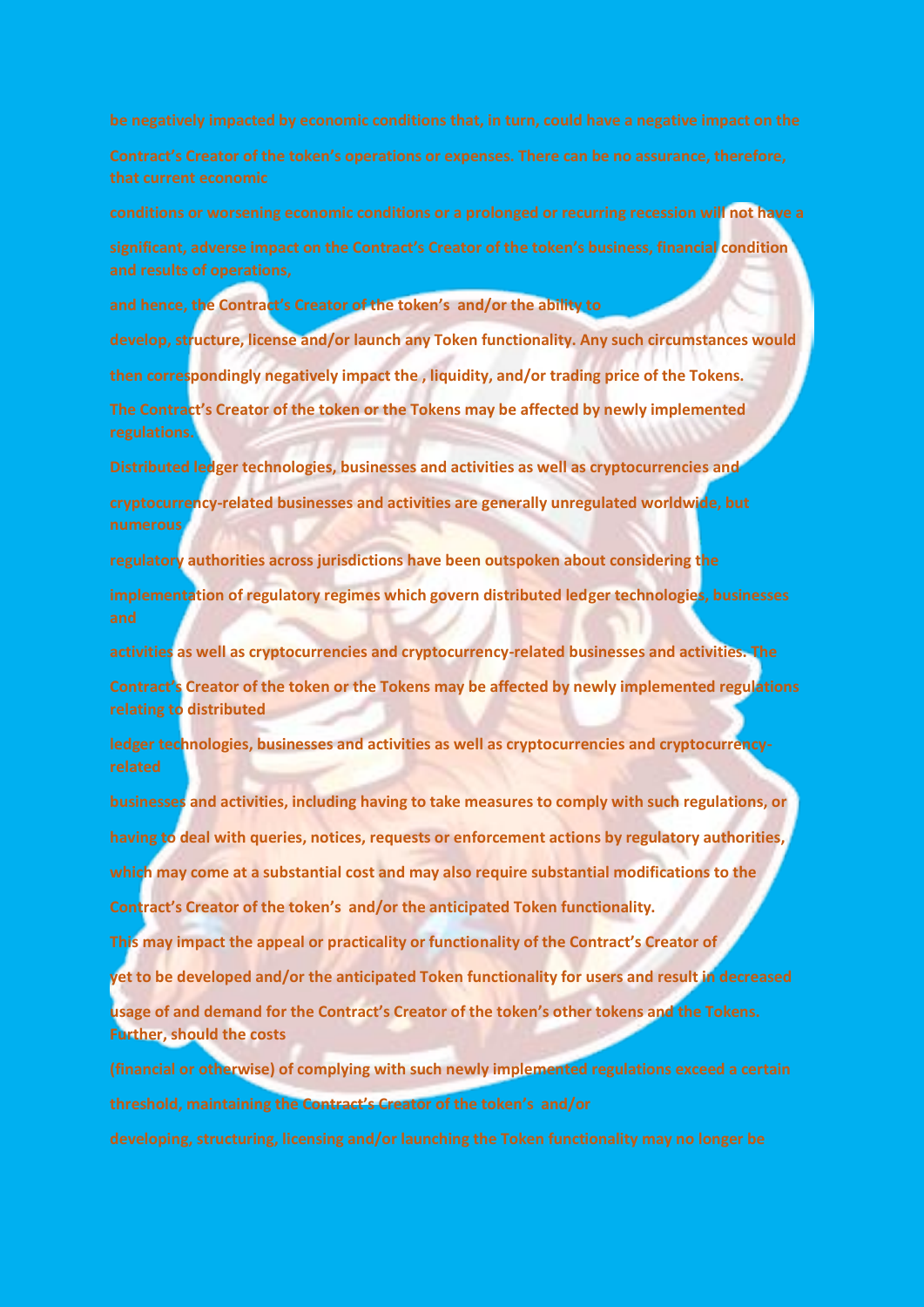be negatively impacted by economic conditions that, in turn, could have a negative impact on the Contract's Creator of the token's operations or expenses. There can be no assurance, therefore, that current economic conditions or worsening economic conditions or a prolonged or recurring recession will not have a significant, adverse impact on the Contract's Creator of the token's business, financial condition and results of operations, and hence, the Contract's Creator of the token's and/or the ability to develop, structure, license and/or launch any Token functionality. Any such circumstances would then correspondingly negatively impact the , liquidity, and/or trading price of the Tokens.

The Contract's Creator of the token or the Tokens may be affected by newly implemented regulations.

Distributed ledger technologies, businesses and activities as well as cryptocurrencies and cryptocurrency-related businesses and activities are generally unregulated worldwide, but numerous regulatory authorities across jurisdictions have been outspoken about considering the implementation of regulatory regimes which govern distributed ledger technologies, businesses and activities as well as cryptocurrencies and cryptocurrency-related businesses and activities. The Contract's Creator of the token or the Tokens may be affected by newly implemented regulations relating to distributed ledger technologies, businesses and activities as well as cryptocurrencies and cryptocurrency-related businesses and activities, including having to take measures to comply with such regulations, or having to deal with queries, notices, requests or enforcement actions by regulatory authorities, which may come at a substantial cost and may also require substantial modifications to the Contract's Creator of the token's and/or the anticipated Token functionality.

This may impact the appeal or practicality or functionality of the Contract's Creator of yet to be developed and/or the anticipated Token functionality for users and result in decreased usage of and demand for the Contract's Creator of the token's other tokens and the Tokens. Further, should the costs (financial or otherwise) of complying with such newly implemented regulations exceed a certain threshold, maintaining the Contract's Creator of the token's and/or developing, structuring, licensing and/or launching the Token functionality may no longer be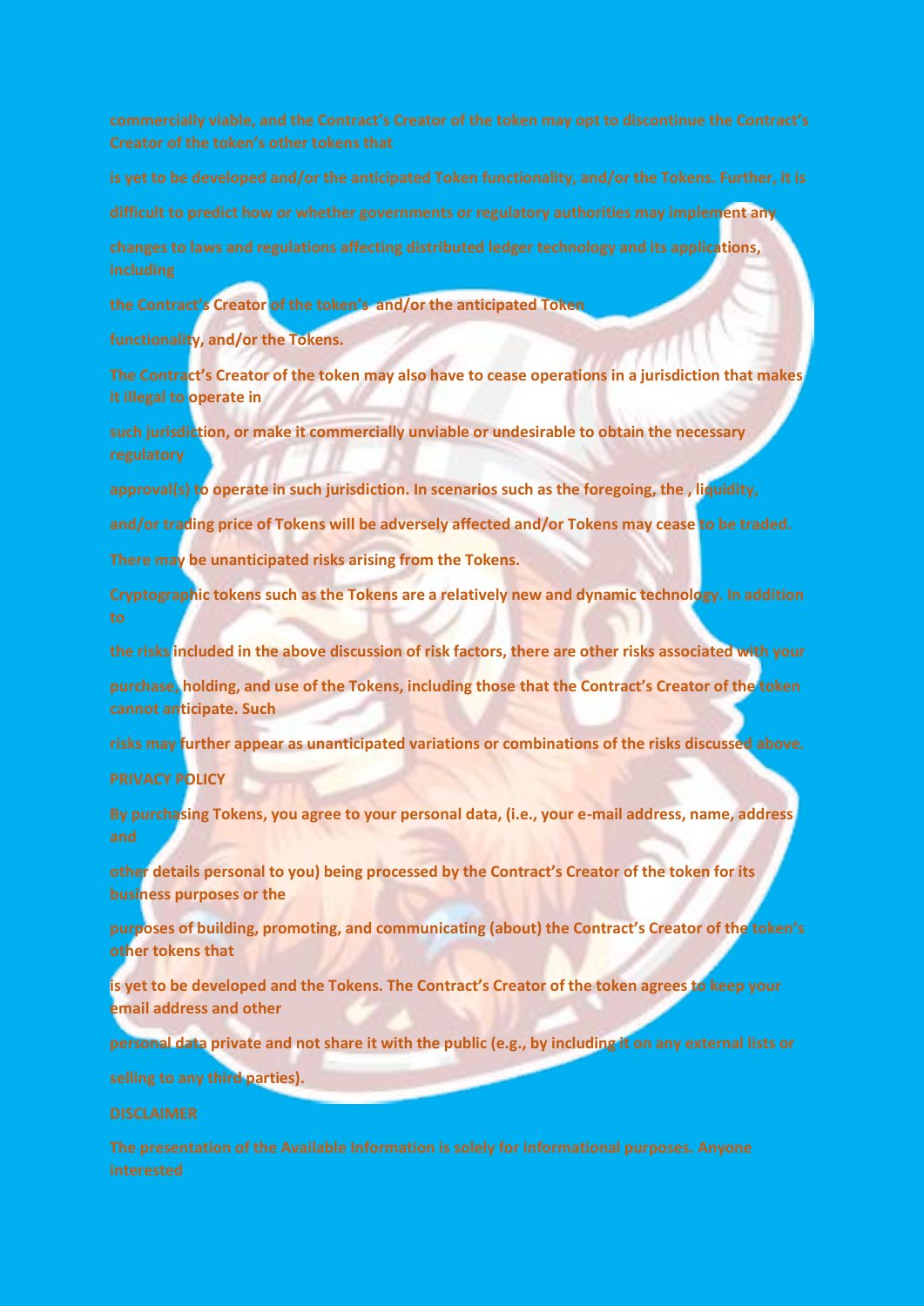commercially viable, and the Contract's Creator of the token may opt to discontinue the Contract's Creator of the token's other tokens that

is yet to be developed and/or the anticipated Token functionality, and/or the Tokens. Further, it is

difficult to predict how or whether governments or regulatory authorities may implement any

changes to laws and regulations affecting distributed ledger technology and its applications, including

the Contract's Creator of the token's and/or the anticipated Token

functionality, and/or the Tokens.

The Contract's Creator of the token may also have to cease operations in a jurisdiction that makes it illegal to operate in

such jurisdiction, or make it commercially unviable or undesirable to obtain the necessary regulatory

approval(s) to operate in such jurisdiction. In scenarios such as the foregoing, the , liquidity,

and/or trading price of Tokens will be adversely affected and/or Tokens may cease to be traded.

There may be unanticipated risks arising from the Tokens.

Cryptographic tokens such as the Tokens are a relatively new and dynamic technology. In addition to

the risks included in the above discussion of risk factors, there are other risks associated with your

purchase, holding, and use of the Tokens, including those that the Contract's Creator of the token cannot anticipate. Such

risks may further appear as unanticipated variations or combinations of the risks discussed above.

## PRIVACY POLICY

By purchasing Tokens, you agree to your personal data, (i.e., your e-mail address, name, address and

other details personal to you) being processed by the Contract's Creator of the token for its business purposes or the

purposes of building, promoting, and communicating (about) the Contract's Creator of the token's other tokens that

is yet to be developed and the Tokens. The Contract's Creator of the token agrees to keep your email address and other

personal data private and not share it with the public (e.g., by including it on any external lists or

selling to any third parties).

## DISCLAIMER

The presentation of the Available Information is solely for informational purposes. Anyone interested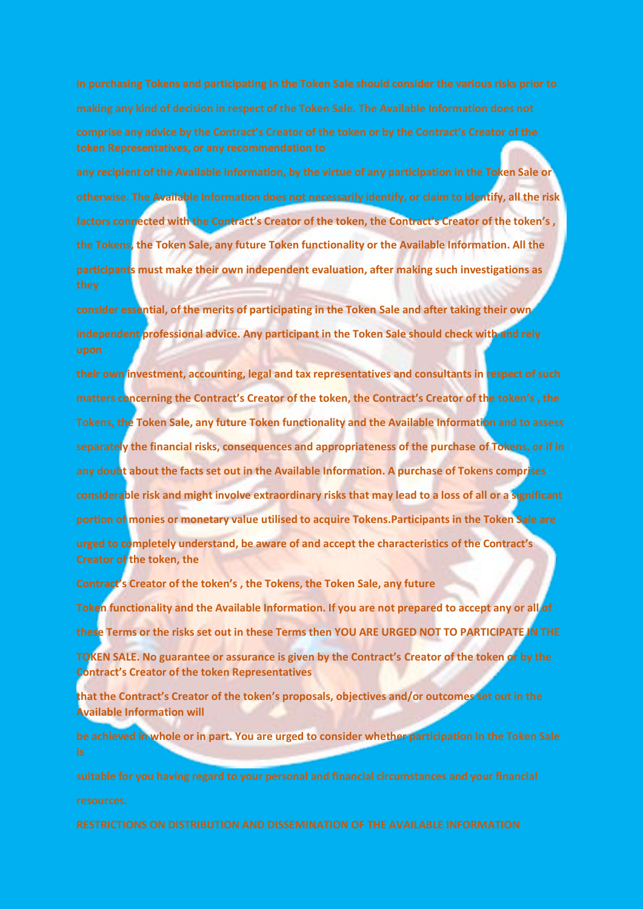in purchasing Tokens and participating in the Token Sale should consider the various risks prior to making any kind of decision in respect of the Token Sale. The Available Information does not comprise any advice by the Contract's Creator of the token or by the Contract's Creator of the token Representatives, or any recommendation to any recipient of the Available Information, by the virtue of any participation in the Token Sale or otherwise. The Available Information does not necessarily identify, or claim to identify, all the risk factors connected with the Contract's Creator of the token, the Contract's Creator of the token's , the Tokens, the Token Sale, any future Token functionality or the Available Information. All the participants must make their own independent evaluation, after making such investigations as they consider essential, of the merits of participating in the Token Sale and after taking their own independent professional advice. Any participant in the Token Sale should check with and rely upon their own investment, accounting, legal and tax representatives and consultants in respect of such matters concerning the Contract's Creator of the token, the Contract's Creator of the token's , the Tokens, the Token Sale, any future Token functionality and the Available Information and to assess separately the financial risks, consequences and appropriateness of the purchase of Tokens, or if in any doubt about the facts set out in the Available Information. A purchase of Tokens comprises considerable risk and might involve extraordinary risks that may lead to a loss of all or a significant portion of monies or monetary value utilised to acquire Tokens.Participants in the Token Sale are urged to completely understand, be aware of and accept the characteristics of the Contract's Creator of the token, the Contract's Creator of the token's , the Tokens, the Token Sale, any future Token functionality and the Available Information. If you are not prepared to accept any or all of these Terms or the risks set out in these Terms then YOU ARE URGED NOT TO PARTICIPATE IN THE TOKEN SALE. No guarantee or assurance is given by the Contract's Creator of the token or by the Contract's Creator of the token Representatives that the Contract's Creator of the token's proposals, objectives and/or outcomes set out in the Available Information will be achieved in whole or in part. You are urged to consider whether participation in the Token Sale is suitable for you having regard to your personal and financial circumstances and your financial resources.

**RESTRICTIONS ON DISTRIBUTION AND DISSEMINATION OF THE AVAILABLE INFORMATION**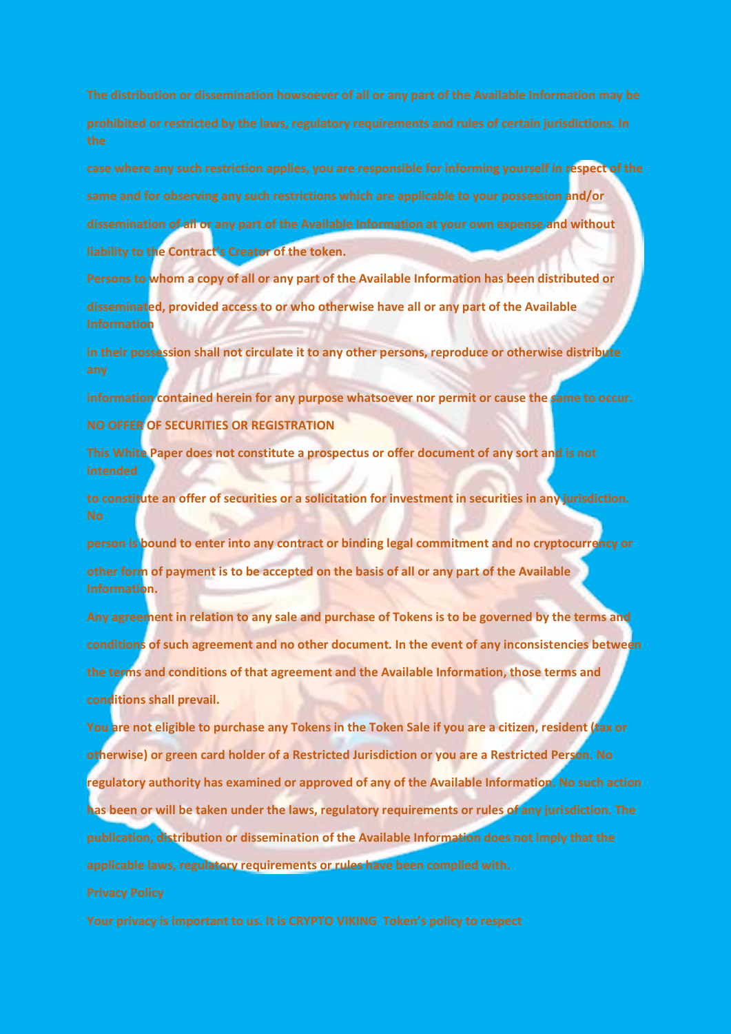The distribution or dissemination howsoever of all or any part of the Available Information may be prohibited or restricted by the laws, regulatory requirements and rules of certain jurisdictions. In the case where any such restriction applies, you are responsible for informing yourself in respect of the same and for observing any such restrictions which are applicable to your possession and/or dissemination of all or any part of the Available Information at your own expense and without liability to the Contract's Creator of the token.

Persons to whom a copy of all or any part of the Available Information has been distributed or disseminated, provided access to or who otherwise have all or any part of the Available Information in their possession shall not circulate it to any other persons, reproduce or otherwise distribute any information contained herein for any purpose whatsoever nor permit or cause the same to occur.

**NO OFFER OF SECURITIES OR REGISTRATION**

This White Paper does not constitute a prospectus or offer document of any sort and is not intended to constitute an offer of securities or a solicitation for investment in securities in any jurisdiction. No person is bound to enter into any contract or binding legal commitment and no cryptocurrency or other form of payment is to be accepted on the basis of all or any part of the Available Information.

Any agreement in relation to any sale and purchase of Tokens is to be governed by the terms and conditions of such agreement and no other document. In the event of any inconsistencies between the terms and conditions of that agreement and the Available Information, those terms and conditions shall prevail.

You are not eligible to purchase any Tokens in the Token Sale if you are a citizen, resident (tax or otherwise) or green card holder of a Restricted Jurisdiction or you are a Restricted Person. No regulatory authority has examined or approved of any of the Available Information. No such action has been or will be taken under the laws, regulatory requirements or rules of any jurisdiction. The publication, distribution or dissemination of the Available Information does not imply that the applicable laws, regulatory requirements or rules have been complied with.

**Privacy Policy**

Your privacy is important to us. It is CRYPTO VIKING Token's policy to respect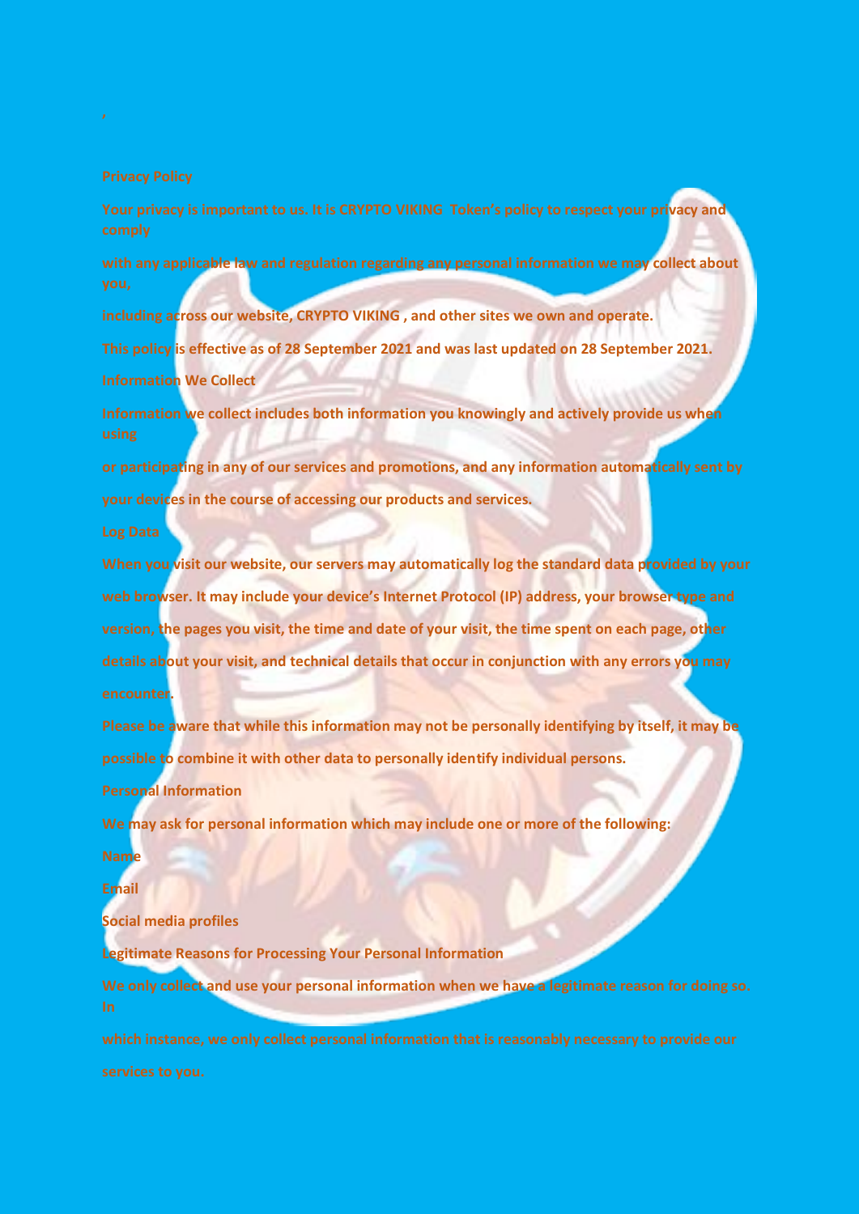,

## Privacy Policy

Your privacy is important to us. It is CRYPTO VIKING Token's policy to respect your privacy and comply

with any applicable law and regulation regarding any personal information we may collect about you,

including across our website, CRYPTO VIKING , and other sites we own and operate.

This policy is effective as of 28 September 2021 and was last updated on 28 September 2021.

### Information We Collect

Information we collect includes both information you knowingly and actively provide us when using

or participating in any of our services and promotions, and any information automatically sent by

your devices in the course of accessing our products and services.

### Log Data

When you visit our website, our servers may automatically log the standard data provided by your

web browser. It may include your device's Internet Protocol (IP) address, your browser type and

version, the pages you visit, the time and date of your visit, the time spent on each page, other

details about your visit, and technical details that occur in conjunction with any errors you may

encounter.

Please be aware that while this information may not be personally identifying by itself, it may be

possible to combine it with other data to personally identify individual persons.

### Personal Information

We may ask for personal information which may include one or more of the following:

Name

Email

Social media profiles

### Legitimate Reasons for Processing Your Personal Information

We only collect and use your personal information when we have a legitimate reason for doing so. In

which instance, we only collect personal information that is reasonably necessary to provide our

services to you.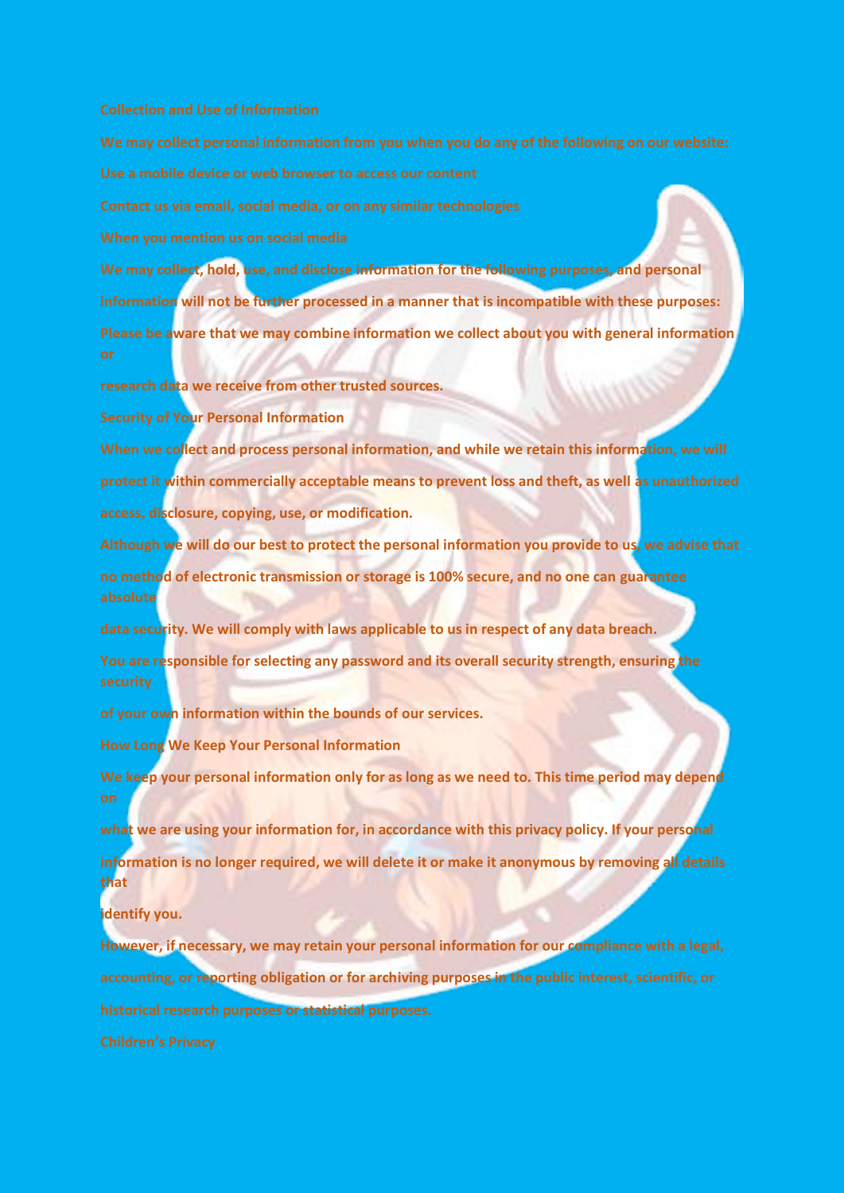## Collection and Use of Information

We may collect personal information from you when you do any of the following on our website:

- Use a mobile device or web browser to access our content
- Contact us via email, social media, or on any similar technologies
- When you mention us on social media

We may collect, hold, use, and disclose information for the following purposes, and personal information will not be further processed in a manner that is incompatible with these purposes:

Please be aware that we may combine information we collect about you with general information or research data we receive from other trusted sources.

## Security of Your Personal Information

When we collect and process personal information, and while we retain this information, we will protect it within commercially acceptable means to prevent loss and theft, as well as unauthorized access, disclosure, copying, use, or modification.

Although we will do our best to protect the personal information you provide to us, we advise that no method of electronic transmission or storage is 100% secure, and no one can guarantee absolute data security. We will comply with laws applicable to us in respect of any data breach.

You are responsible for selecting any password and its overall security strength, ensuring the security of your own information within the bounds of our services.

## How Long We Keep Your Personal Information

We keep your personal information only for as long as we need to. This time period may depend on what we are using your information for, in accordance with this privacy policy. If your personal information is no longer required, we will delete it or make it anonymous by removing all details that identify you.

However, if necessary, we may retain your personal information for our compliance with a legal, accounting, or reporting obligation or for archiving purposes in the public interest, scientific, or historical research purposes or statistical purposes.

## Children's Privacy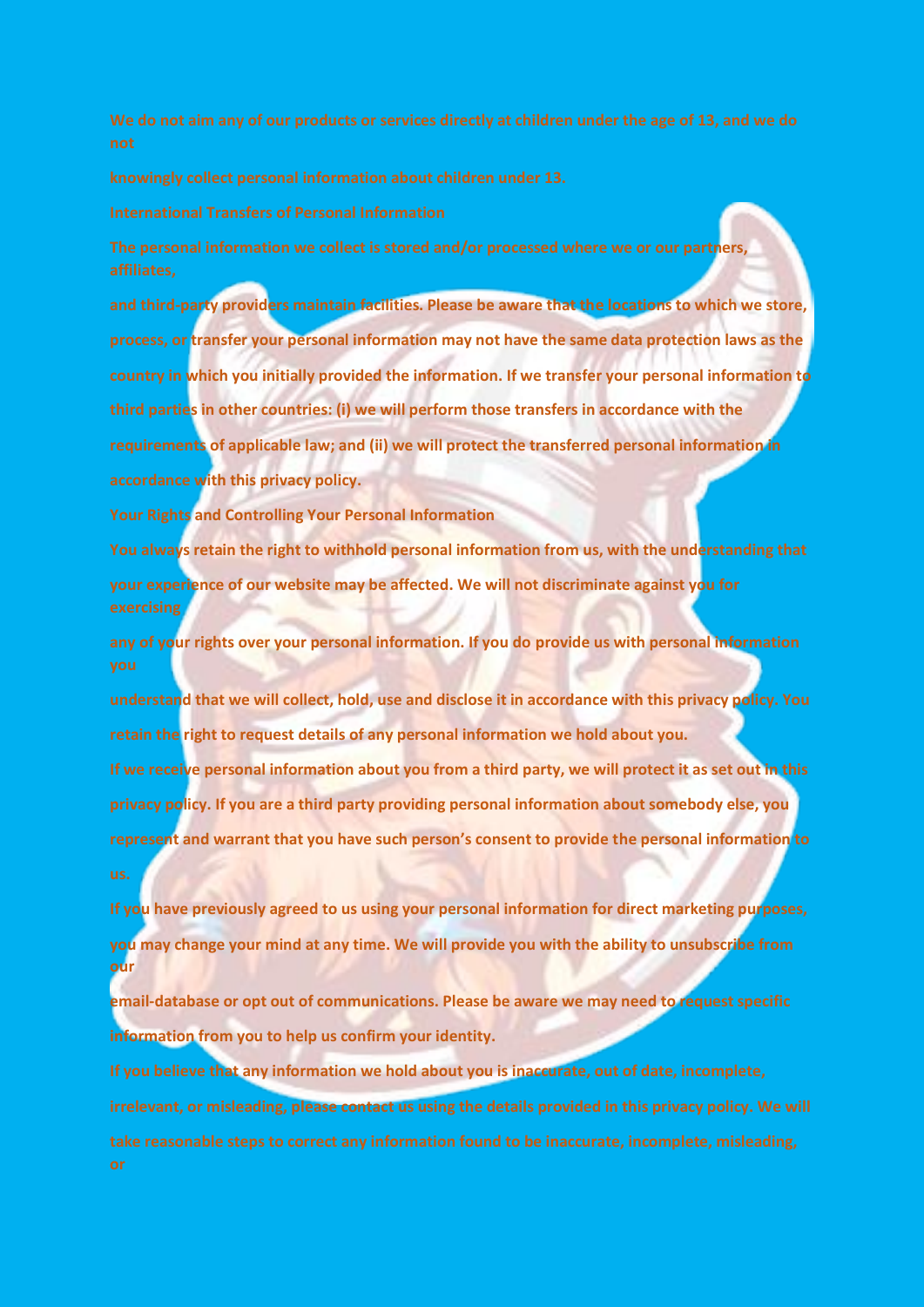We do not aim any of our products or services directly at children under the age of 13, and we do not knowingly collect personal information about children under 13.

**International Transfers of Personal Information**

The personal information we collect is stored and/or processed where we or our partners, affiliates, and third-party providers maintain facilities. Please be aware that the locations to which we store, process, or transfer your personal information may not have the same data protection laws as the country in which you initially provided the information. If we transfer your personal information to third parties in other countries: (i) we will perform those transfers in accordance with the requirements of applicable law; and (ii) we will protect the transferred personal information in accordance with this privacy policy.

**Your Rights and Controlling Your Personal Information**

You always retain the right to withhold personal information from us, with the understanding that your experience of our website may be affected. We will not discriminate against you for exercising any of your rights over your personal information. If you do provide us with personal information you understand that we will collect, hold, use and disclose it in accordance with this privacy policy. You retain the right to request details of any personal information we hold about you.

If we receive personal information about you from a third party, we will protect it as set out in this privacy policy. If you are a third party providing personal information about somebody else, you represent and warrant that you have such person's consent to provide the personal information to us.

If you have previously agreed to us using your personal information for direct marketing purposes, you may change your mind at any time. We will provide you with the ability to unsubscribe from our email-database or opt out of communications. Please be aware we may need to request specific information from you to help us confirm your identity.

If you believe that any information we hold about you is inaccurate, out of date, incomplete, irrelevant, or misleading, please contact us using the details provided in this privacy policy. We will take reasonable steps to correct any information found to be inaccurate, incomplete, misleading, or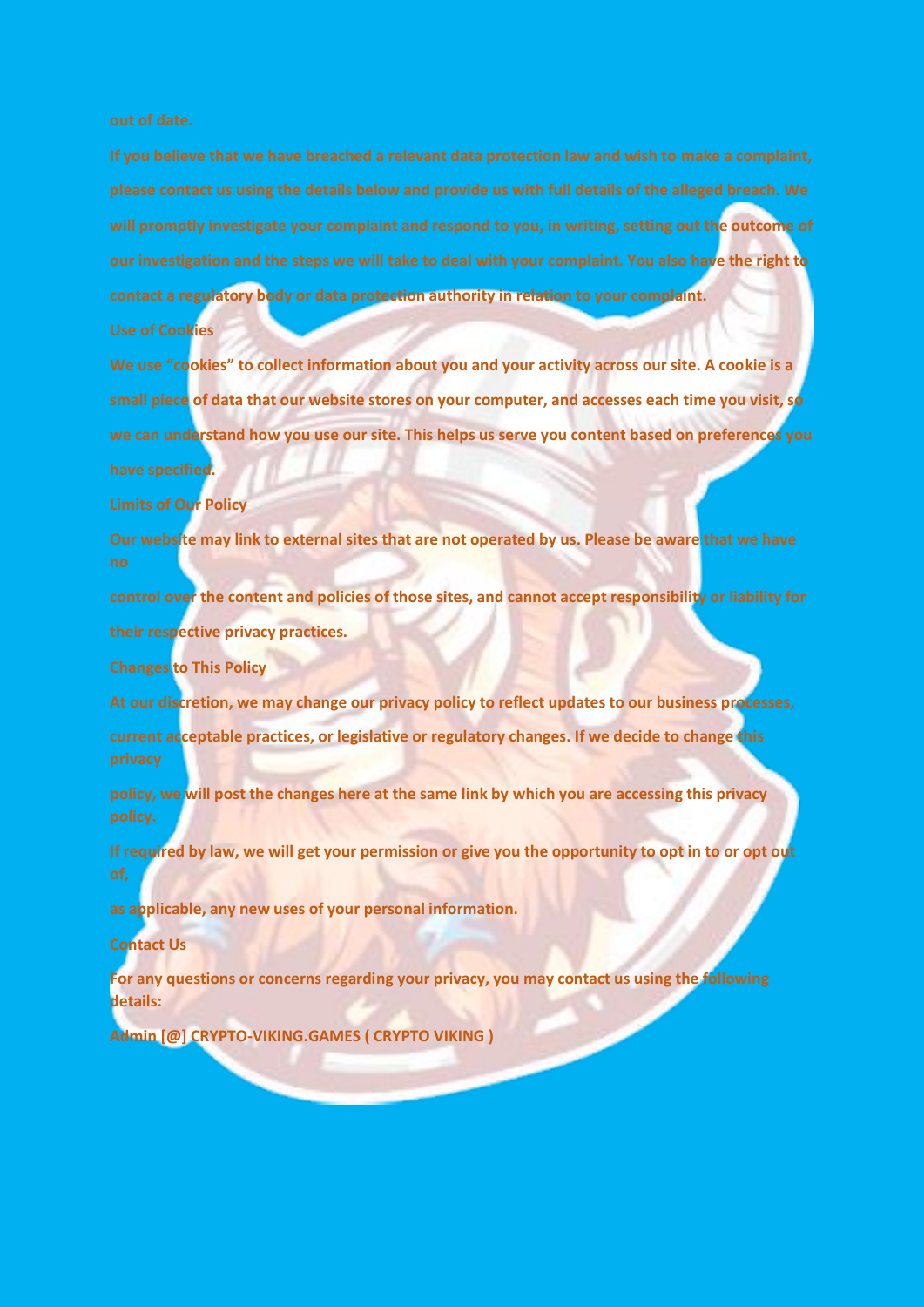out of date.

If you believe that we have breached a relevant data protection law and wish to make a complaint, please contact us using the details below and provide us with full details of the alleged breach. We will promptly investigate your complaint and respond to you, in writing, setting out the outcome of our investigation and the steps we will take to deal with your complaint. You also have the right to contact a regulatory body or data protection authority in relation to your complaint.

## Use of Cookies

We use "cookies" to collect information about you and your activity across our site. A cookie is a small piece of data that our website stores on your computer, and accesses each time you visit, so we can understand how you use our site. This helps us serve you content based on preferences you have specified.

## Limits of Our Policy

Our website may link to external sites that are not operated by us. Please be aware that we have no control over the content and policies of those sites, and cannot accept responsibility or liability for their respective privacy practices.

## Changes to This Policy

At our discretion, we may change our privacy policy to reflect updates to our business processes, current acceptable practices, or legislative or regulatory changes. If we decide to change this privacy policy, we will post the changes here at the same link by which you are accessing this privacy policy.

If required by law, we will get your permission or give you the opportunity to opt in to or opt out of, as applicable, any new uses of your personal information.

## Contact Us

For any questions or concerns regarding your privacy, you may contact us using the following details:

Admin [@] CRYPTO-VIKING.GAMES ( CRYPTO VIKING )